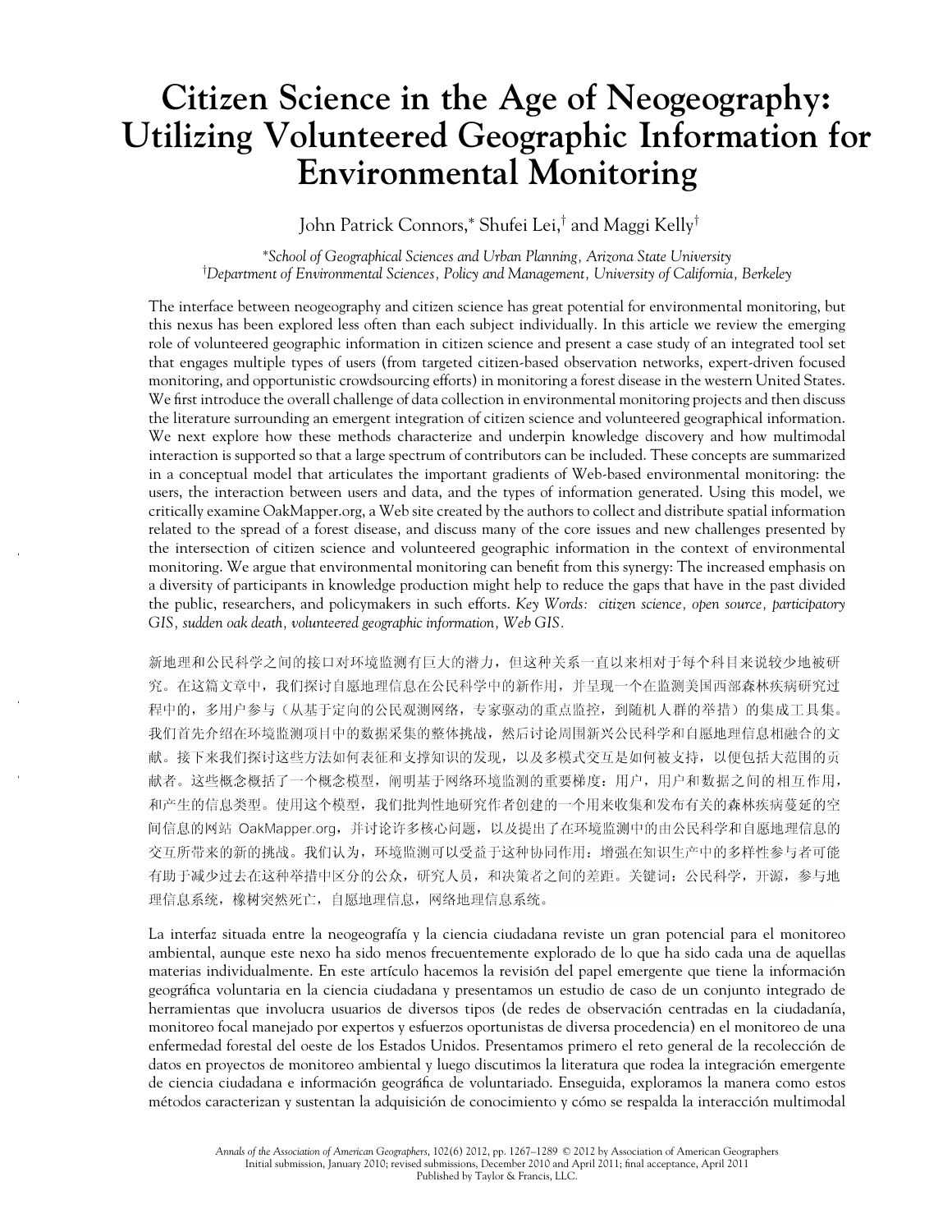# Citizen Science in the Age of Neogeography: Utilizing Volunteered Geographic Information for Environmental Monitoring

John Patrick Connors,* Shufei Lei,† and Maggi Kelly†

*\*School of Geographical Sciences and Urban Planning, Arizona State University*
*†Department of Environmental Sciences, Policy and Management, University of California, Berkeley*

The interface between neogeography and citizen science has great potential for environmental monitoring, but this nexus has been explored less often than each subject individually. In this article we review the emerging role of volunteered geographic information in citizen science and present a case study of an integrated tool set that engages multiple types of users (from targeted citizen-based observation networks, expert-driven focused monitoring, and opportunistic crowdsourcing efforts) in monitoring a forest disease in the western United States. We first introduce the overall challenge of data collection in environmental monitoring projects and then discuss the literature surrounding an emergent integration of citizen science and volunteered geographical information. We next explore how these methods characterize and underpin knowledge discovery and how multimodal interaction is supported so that a large spectrum of contributors can be included. These concepts are summarized in a conceptual model that articulates the important gradients of Web-based environmental monitoring: the users, the interaction between users and data, and the types of information generated. Using this model, we critically examine OakMapper.org, a Web site created by the authors to collect and distribute spatial information related to the spread of a forest disease, and discuss many of the core issues and new challenges presented by the intersection of citizen science and volunteered geographic information in the context of environmental monitoring. We argue that environmental monitoring can benefit from this synergy: The increased emphasis on a diversity of participants in knowledge production might help to reduce the gaps that have in the past divided the public, researchers, and policymakers in such efforts. *Key Words: citizen science, open source, participatory GIS, sudden oak death, volunteered geographic information, Web GIS.*

新地理和公民科学之间的接口对环境监测有巨大的潜力，但这种关系一直以来相对于每个科目来说较少地被研究。在这篇文章中，我们探讨自愿地理信息在公民科学中的新作用，并呈现一个在监测美国西部森林疾病研究过程中的，多用户参与（从基于定向的公民观测网络，专家驱动的重点监控，到随机人群的举措）的集成工具集。我们首先介绍在环境监测项目中的数据采集的整体挑战，然后讨论周围新兴公民科学和自愿地理信息相融合的文献。接下来我们探讨这些方法如何表征和支撑知识的发现，以及多模式交互是如何被支持，以便包括大范围的贡献者。这些概念概括了一个概念模型，阐明基于网络环境监测的重要梯度：用户，用户和数据之间的相互作用，和产生的信息类型。使用这个模型，我们批判性地研究作者创建的一个用来收集和发布有关的森林疾病蔓延的空间信息的网站 OakMapper.org，并讨论许多核心问题，以及提出了在环境监测中的由公民科学和自愿地理信息的交互所带来的新的挑战。我们认为，环境监测可以受益于这种协同作用：增强在知识生产中的多样性参与者可能有助于减少过去在这种举措中区分的公众，研究人员，和决策者之间的差距。关键词：公民科学，开源，参与地理信息系统，橡树突然死亡，自愿地理信息，网络地理信息系统。

La interfaz situada entre la neogeografía y la ciencia ciudadana reviste un gran potencial para el monitoreo ambiental, aunque este nexo ha sido menos frecuentemente explorado de lo que ha sido cada una de aquellas materias individualmente. En este artículo hacemos la revisión del papel emergente que tiene la información geográfica voluntaria en la ciencia ciudadana y presentamos un estudio de caso de un conjunto integrado de herramientas que involucra usuarios de diversos tipos (de redes de observación centradas en la ciudadanía, monitoreo focal manejado por expertos y esfuerzos oportunistas de diversa procedencia) en el monitoreo de una enfermedad forestal del oeste de los Estados Unidos. Presentamos primero el reto general de la recolección de datos en proyectos de monitoreo ambiental y luego discutimos la literatura que rodea la integración emergente de ciencia ciudadana e información geográfica de voluntariado. Enseguida, exploramos la manera como estos métodos caracterizan y sustentan la adquisición de conocimiento y cómo se respalda la interacción multimodal

*Annals of the Association of American Geographers*, 102(6) 2012, pp. 1267–1289 © 2012 by Association of American Geographers
Initial submission, January 2010; revised submissions, December 2010 and April 2011; final acceptance, April 2011
Published by Taylor & Francis, LLC.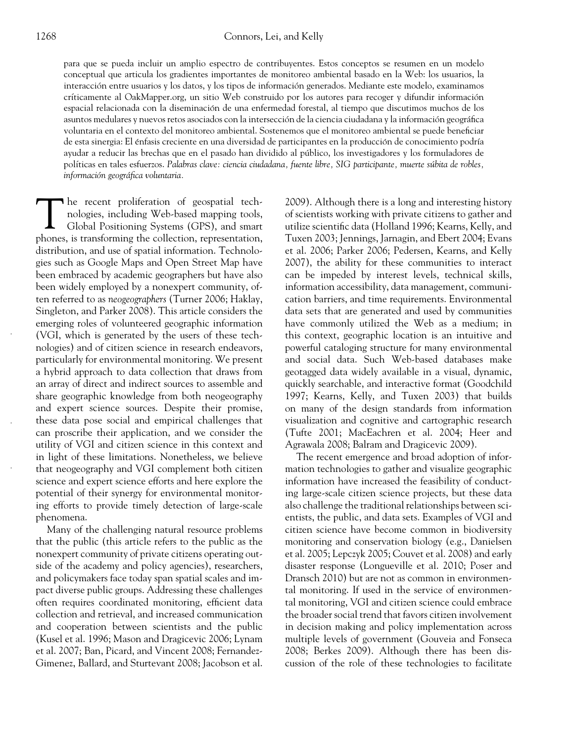para que se pueda incluir un amplio espectro de contribuyentes. Estos conceptos se resumen en un modelo conceptual que articula los gradientes importantes de monitoreo ambiental basado en la Web: los usuarios, la interacción entre usuarios y los datos, y los tipos de información generados. Mediante este modelo, examinamos críticamente al OakMapper.org, un sitio Web construido por los autores para recoger y difundir información espacial relacionada con la diseminación de una enfermedad forestal, al tiempo que discutimos muchos de los asuntos medulares y nuevos retos asociados con la intersección de la ciencia ciudadana y la información geográfica voluntaria en el contexto del monitoreo ambiental. Sostenemos que el monitoreo ambiental se puede beneficiar de esta sinergia: El énfasis creciente en una diversidad de participantes en la producción de conocimiento podría ayudar a reducir las brechas que en el pasado han dividido al público, los investigadores y los formuladores de políticas en tales esfuerzos. *Palabras clave: ciencia ciudadana, fuente libre, SIG participante, muerte súbita de robles, información geográfica voluntaria.*

The recent proliferation of geospatial technologies, including Web-based mapping tools, Global Positioning Systems (GPS), and smart phones, is transforming the collection, representation, distribution, and use of spatial information. Technologies such as Google Maps and Open Street Map have been embraced by academic geographers but have also been widely employed by a nonexpert community, often referred to as *neogeographers* (Turner 2006; Haklay, Singleton, and Parker 2008). This article considers the emerging roles of volunteered geographic information (VGI, which is generated by the users of these technologies) and of citizen science in research endeavors, particularly for environmental monitoring. We present a hybrid approach to data collection that draws from an array of direct and indirect sources to assemble and share geographic knowledge from both neogeography and expert science sources. Despite their promise, these data pose social and empirical challenges that can proscribe their application, and we consider the utility of VGI and citizen science in this context and in light of these limitations. Nonetheless, we believe that neogeography and VGI complement both citizen science and expert science efforts and here explore the potential of their synergy for environmental monitoring efforts to provide timely detection of large-scale phenomena.

Many of the challenging natural resource problems that the public (this article refers to the public as the nonexpert community of private citizens operating outside of the academy and policy agencies), researchers, and policymakers face today span spatial scales and impact diverse public groups. Addressing these challenges often requires coordinated monitoring, efficient data collection and retrieval, and increased communication and cooperation between scientists and the public (Kusel et al. 1996; Mason and Dragicevic 2006; Lynam et al. 2007; Ban, Picard, and Vincent 2008; Fernandez-Gimenez, Ballard, and Sturtevant 2008; Jacobson et al. 2009). Although there is a long and interesting history of scientists working with private citizens to gather and utilize scientific data (Holland 1996; Kearns, Kelly, and Tuxen 2003; Jennings, Jarnagin, and Ebert 2004; Evans et al. 2006; Parker 2006; Pedersen, Kearns, and Kelly 2007), the ability for these communities to interact can be impeded by interest levels, technical skills, information accessibility, data management, communication barriers, and time requirements. Environmental data sets that are generated and used by communities have commonly utilized the Web as a medium; in this context, geographic location is an intuitive and powerful cataloging structure for many environmental and social data. Such Web-based databases make geotagged data widely available in a visual, dynamic, quickly searchable, and interactive format (Goodchild 1997; Kearns, Kelly, and Tuxen 2003) that builds on many of the design standards from information visualization and cognitive and cartographic research (Tufte 2001; MacEachren et al. 2004; Heer and Agrawala 2008; Balram and Dragicevic 2009).

The recent emergence and broad adoption of information technologies to gather and visualize geographic information have increased the feasibility of conducting large-scale citizen science projects, but these data also challenge the traditional relationships between scientists, the public, and data sets. Examples of VGI and citizen science have become common in biodiversity monitoring and conservation biology (e.g., Danielsen et al. 2005; Lepczyk 2005; Couvet et al. 2008) and early disaster response (Longueville et al. 2010; Poser and Dransch 2010) but are not as common in environmental monitoring. If used in the service of environmental monitoring, VGI and citizen science could embrace the broader social trend that favors citizen involvement in decision making and policy implementation across multiple levels of government (Gouveia and Fonseca 2008; Berkes 2009). Although there has been discussion of the role of these technologies to facilitate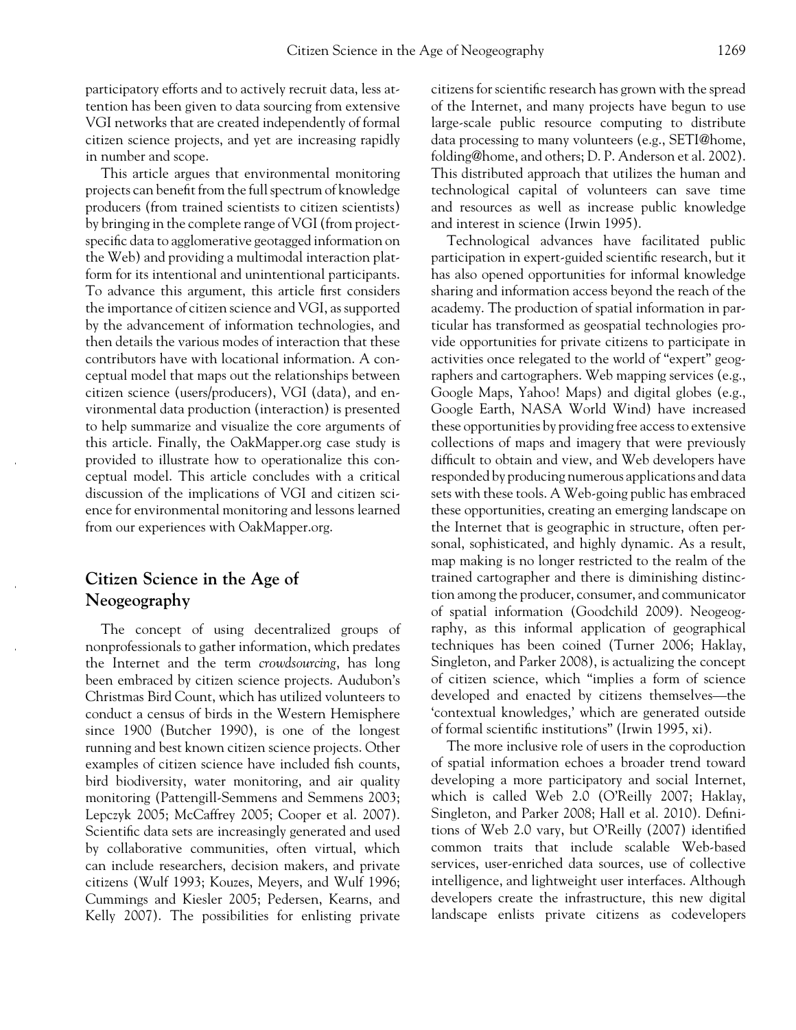participatory efforts and to actively recruit data, less attention has been given to data sourcing from extensive VGI networks that are created independently of formal citizen science projects, and yet are increasing rapidly in number and scope.

This article argues that environmental monitoring projects can benefit from the full spectrum of knowledge producers (from trained scientists to citizen scientists) by bringing in the complete range of VGI (from project-specific data to agglomerative geotagged information on the Web) and providing a multimodal interaction platform for its intentional and unintentional participants. To advance this argument, this article first considers the importance of citizen science and VGI, as supported by the advancement of information technologies, and then details the various modes of interaction that these contributors have with locational information. A conceptual model that maps out the relationships between citizen science (users/producers), VGI (data), and environmental data production (interaction) is presented to help summarize and visualize the core arguments of this article. Finally, the OakMapper.org case study is provided to illustrate how to operationalize this conceptual model. This article concludes with a critical discussion of the implications of VGI and citizen science for environmental monitoring and lessons learned from our experiences with OakMapper.org.

## Citizen Science in the Age of Neogeography

The concept of using decentralized groups of nonprofessionals to gather information, which predates the Internet and the term *crowdsourcing*, has long been embraced by citizen science projects. Audubon's Christmas Bird Count, which has utilized volunteers to conduct a census of birds in the Western Hemisphere since 1900 (Butcher 1990), is one of the longest running and best known citizen science projects. Other examples of citizen science have included fish counts, bird biodiversity, water monitoring, and air quality monitoring (Pattengill-Semmens and Semmens 2003; Lepczyk 2005; McCaffrey 2005; Cooper et al. 2007). Scientific data sets are increasingly generated and used by collaborative communities, often virtual, which can include researchers, decision makers, and private citizens (Wulf 1993; Kouzes, Meyers, and Wulf 1996; Cummings and Kiesler 2005; Pedersen, Kearns, and Kelly 2007). The possibilities for enlisting private citizens for scientific research has grown with the spread of the Internet, and many projects have begun to use large-scale public resource computing to distribute data processing to many volunteers (e.g., SETI@home, folding@home, and others; D. P. Anderson et al. 2002). This distributed approach that utilizes the human and technological capital of volunteers can save time and resources as well as increase public knowledge and interest in science (Irwin 1995).

Technological advances have facilitated public participation in expert-guided scientific research, but it has also opened opportunities for informal knowledge sharing and information access beyond the reach of the academy. The production of spatial information in particular has transformed as geospatial technologies provide opportunities for private citizens to participate in activities once relegated to the world of "expert" geographers and cartographers. Web mapping services (e.g., Google Maps, Yahoo! Maps) and digital globes (e.g., Google Earth, NASA World Wind) have increased these opportunities by providing free access to extensive collections of maps and imagery that were previously difficult to obtain and view, and Web developers have responded by producing numerous applications and data sets with these tools. A Web-going public has embraced these opportunities, creating an emerging landscape on the Internet that is geographic in structure, often personal, sophisticated, and highly dynamic. As a result, map making is no longer restricted to the realm of the trained cartographer and there is diminishing distinction among the producer, consumer, and communicator of spatial information (Goodchild 2009). Neogeography, as this informal application of geographical techniques has been coined (Turner 2006; Haklay, Singleton, and Parker 2008), is actualizing the concept of citizen science, which "implies a form of science developed and enacted by citizens themselves—the 'contextual knowledges,' which are generated outside of formal scientific institutions" (Irwin 1995, xi).

The more inclusive role of users in the coproduction of spatial information echoes a broader trend toward developing a more participatory and social Internet, which is called Web 2.0 (O'Reilly 2007; Haklay, Singleton, and Parker 2008; Hall et al. 2010). Definitions of Web 2.0 vary, but O'Reilly (2007) identified common traits that include scalable Web-based services, user-enriched data sources, use of collective intelligence, and lightweight user interfaces. Although developers create the infrastructure, this new digital landscape enlists private citizens as codevelopers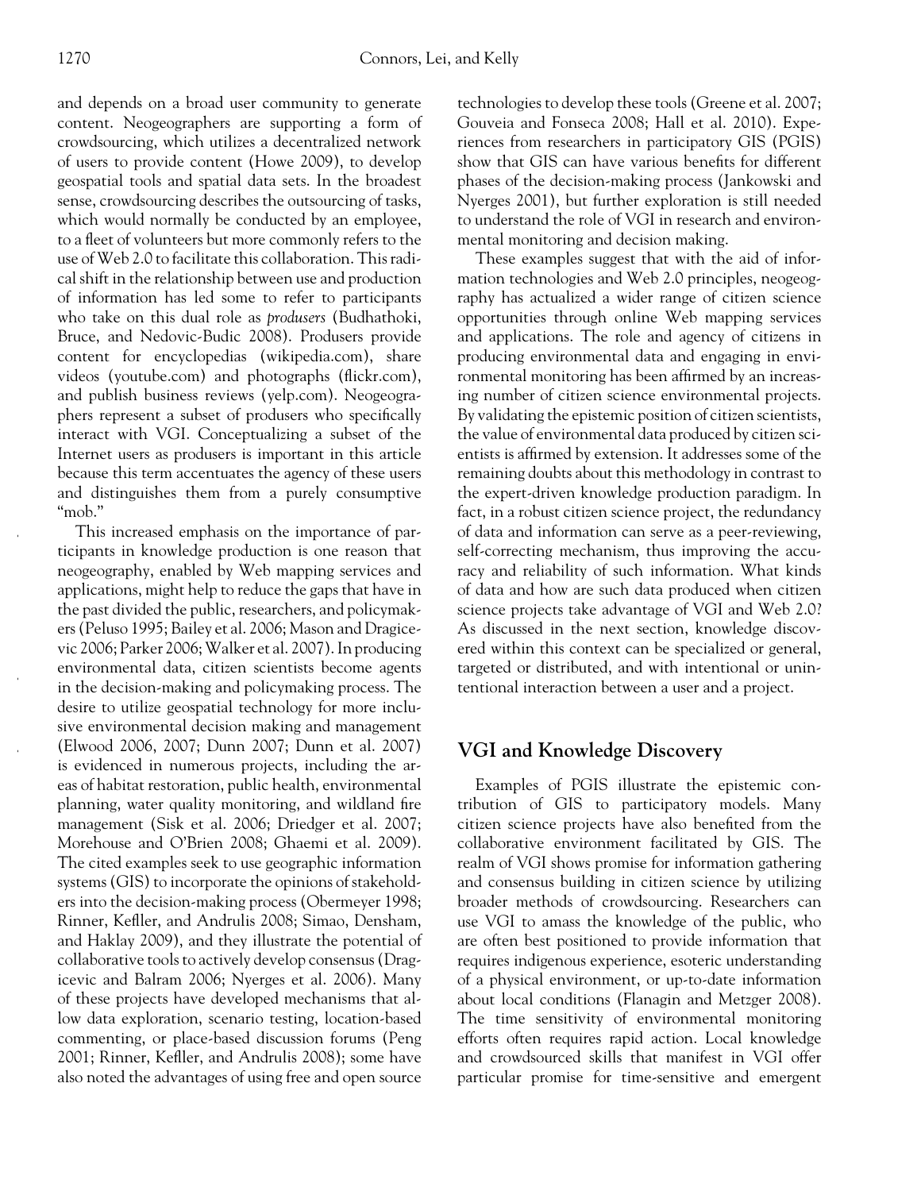and depends on a broad user community to generate content. Neogeographers are supporting a form of crowdsourcing, which utilizes a decentralized network of users to provide content (Howe 2009), to develop geospatial tools and spatial data sets. In the broadest sense, crowdsourcing describes the outsourcing of tasks, which would normally be conducted by an employee, to a fleet of volunteers but more commonly refers to the use of Web 2.0 to facilitate this collaboration. This radical shift in the relationship between use and production of information has led some to refer to participants who take on this dual role as *produsers* (Budhathoki, Bruce, and Nedovic-Budic 2008). Produsers provide content for encyclopedias (wikipedia.com), share videos (youtube.com) and photographs (flickr.com), and publish business reviews (yelp.com). Neogeographers represent a subset of produsers who specifically interact with VGI. Conceptualizing a subset of the Internet users as produsers is important in this article because this term accentuates the agency of these users and distinguishes them from a purely consumptive "mob."

This increased emphasis on the importance of participants in knowledge production is one reason that neogeography, enabled by Web mapping services and applications, might help to reduce the gaps that have in the past divided the public, researchers, and policymakers (Peluso 1995; Bailey et al. 2006; Mason and Dragicevic 2006; Parker 2006; Walker et al. 2007). In producing environmental data, citizen scientists become agents in the decision-making and policymaking process. The desire to utilize geospatial technology for more inclusive environmental decision making and management (Elwood 2006, 2007; Dunn 2007; Dunn et al. 2007) is evidenced in numerous projects, including the areas of habitat restoration, public health, environmental planning, water quality monitoring, and wildland fire management (Sisk et al. 2006; Driedger et al. 2007; Morehouse and O'Brien 2008; Ghaemi et al. 2009). The cited examples seek to use geographic information systems (GIS) to incorporate the opinions of stakeholders into the decision-making process (Obermeyer 1998; Rinner, Keßler, and Andrulis 2008; Simao, Densham, and Haklay 2009), and they illustrate the potential of collaborative tools to actively develop consensus (Dragicevic and Balram 2006; Nyerges et al. 2006). Many of these projects have developed mechanisms that allow data exploration, scenario testing, location-based commenting, or place-based discussion forums (Peng 2001; Rinner, Keßler, and Andrulis 2008); some have also noted the advantages of using free and open source technologies to develop these tools (Greene et al. 2007; Gouveia and Fonseca 2008; Hall et al. 2010). Experiences from researchers in participatory GIS (PGIS) show that GIS can have various benefits for different phases of the decision-making process (Jankowski and Nyerges 2001), but further exploration is still needed to understand the role of VGI in research and environmental monitoring and decision making.

These examples suggest that with the aid of information technologies and Web 2.0 principles, neogeography has actualized a wider range of citizen science opportunities through online Web mapping services and applications. The role and agency of citizens in producing environmental data and engaging in environmental monitoring has been affirmed by an increasing number of citizen science environmental projects. By validating the epistemic position of citizen scientists, the value of environmental data produced by citizen scientists is affirmed by extension. It addresses some of the remaining doubts about this methodology in contrast to the expert-driven knowledge production paradigm. In fact, in a robust citizen science project, the redundancy of data and information can serve as a peer-reviewing, self-correcting mechanism, thus improving the accuracy and reliability of such information. What kinds of data and how are such data produced when citizen science projects take advantage of VGI and Web 2.0? As discussed in the next section, knowledge discovered within this context can be specialized or general, targeted or distributed, and with intentional or unintentional interaction between a user and a project.

## VGI and Knowledge Discovery

Examples of PGIS illustrate the epistemic contribution of GIS to participatory models. Many citizen science projects have also benefited from the collaborative environment facilitated by GIS. The realm of VGI shows promise for information gathering and consensus building in citizen science by utilizing broader methods of crowdsourcing. Researchers can use VGI to amass the knowledge of the public, who are often best positioned to provide information that requires indigenous experience, esoteric understanding of a physical environment, or up-to-date information about local conditions (Flanagin and Metzger 2008). The time sensitivity of environmental monitoring efforts often requires rapid action. Local knowledge and crowdsourced skills that manifest in VGI offer particular promise for time-sensitive and emergent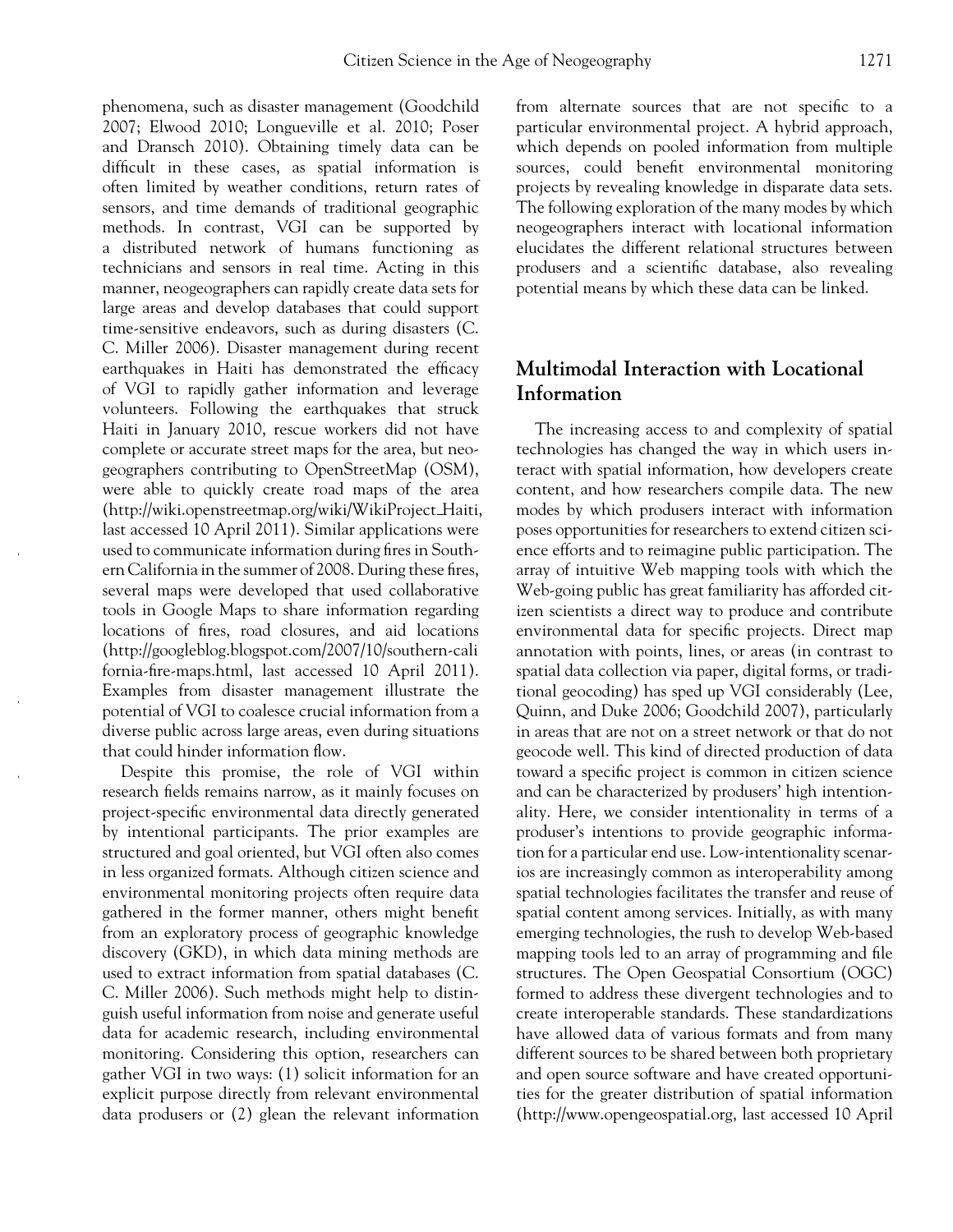phenomena, such as disaster management (Goodchild 2007; Elwood 2010; Longueville et al. 2010; Poser and Dransch 2010). Obtaining timely data can be difficult in these cases, as spatial information is often limited by weather conditions, return rates of sensors, and time demands of traditional geographic methods. In contrast, VGI can be supported by a distributed network of humans functioning as technicians and sensors in real time. Acting in this manner, neogeographers can rapidly create data sets for large areas and develop databases that could support time-sensitive endeavors, such as during disasters (C. C. Miller 2006). Disaster management during recent earthquakes in Haiti has demonstrated the efficacy of VGI to rapidly gather information and leverage volunteers. Following the earthquakes that struck Haiti in January 2010, rescue workers did not have complete or accurate street maps for the area, but neogeographers contributing to OpenStreetMap (OSM), were able to quickly create road maps of the area (http://wiki.openstreetmap.org/wiki/WikiProject_Haiti, last accessed 10 April 2011). Similar applications were used to communicate information during fires in Southern California in the summer of 2008. During these fires, several maps were developed that used collaborative tools in Google Maps to share information regarding locations of fires, road closures, and aid locations (http://googleblog.blogspot.com/2007/10/southern-california-fire-maps.html, last accessed 10 April 2011). Examples from disaster management illustrate the potential of VGI to coalesce crucial information from a diverse public across large areas, even during situations that could hinder information flow.

Despite this promise, the role of VGI within research fields remains narrow, as it mainly focuses on project-specific environmental data directly generated by intentional participants. The prior examples are structured and goal oriented, but VGI often also comes in less organized formats. Although citizen science and environmental monitoring projects often require data gathered in the former manner, others might benefit from an exploratory process of geographic knowledge discovery (GKD), in which data mining methods are used to extract information from spatial databases (C. C. Miller 2006). Such methods might help to distinguish useful information from noise and generate useful data for academic research, including environmental monitoring. Considering this option, researchers can gather VGI in two ways: (1) solicit information for an explicit purpose directly from relevant environmental data produsers or (2) glean the relevant information from alternate sources that are not specific to a particular environmental project. A hybrid approach, which depends on pooled information from multiple sources, could benefit environmental monitoring projects by revealing knowledge in disparate data sets. The following exploration of the many modes by which neogeographers interact with locational information elucidates the different relational structures between produsers and a scientific database, also revealing potential means by which these data can be linked.

## Multimodal Interaction with Locational Information

The increasing access to and complexity of spatial technologies has changed the way in which users interact with spatial information, how developers create content, and how researchers compile data. The new modes by which produsers interact with information poses opportunities for researchers to extend citizen science efforts and to reimagine public participation. The array of intuitive Web mapping tools with which the Web-going public has great familiarity has afforded citizen scientists a direct way to produce and contribute environmental data for specific projects. Direct map annotation with points, lines, or areas (in contrast to spatial data collection via paper, digital forms, or traditional geocoding) has sped up VGI considerably (Lee, Quinn, and Duke 2006; Goodchild 2007), particularly in areas that are not on a street network or that do not geocode well. This kind of directed production of data toward a specific project is common in citizen science and can be characterized by produsers' high intentionality. Here, we consider intentionality in terms of a produser's intentions to provide geographic information for a particular end use. Low-intentionality scenarios are increasingly common as interoperability among spatial technologies facilitates the transfer and reuse of spatial content among services. Initially, as with many emerging technologies, the rush to develop Web-based mapping tools led to an array of programming and file structures. The Open Geospatial Consortium (OGC) formed to address these divergent technologies and to create interoperable standards. These standardizations have allowed data of various formats and from many different sources to be shared between both proprietary and open source software and have created opportunities for the greater distribution of spatial information (http://www.opengeospatial.org, last accessed 10 April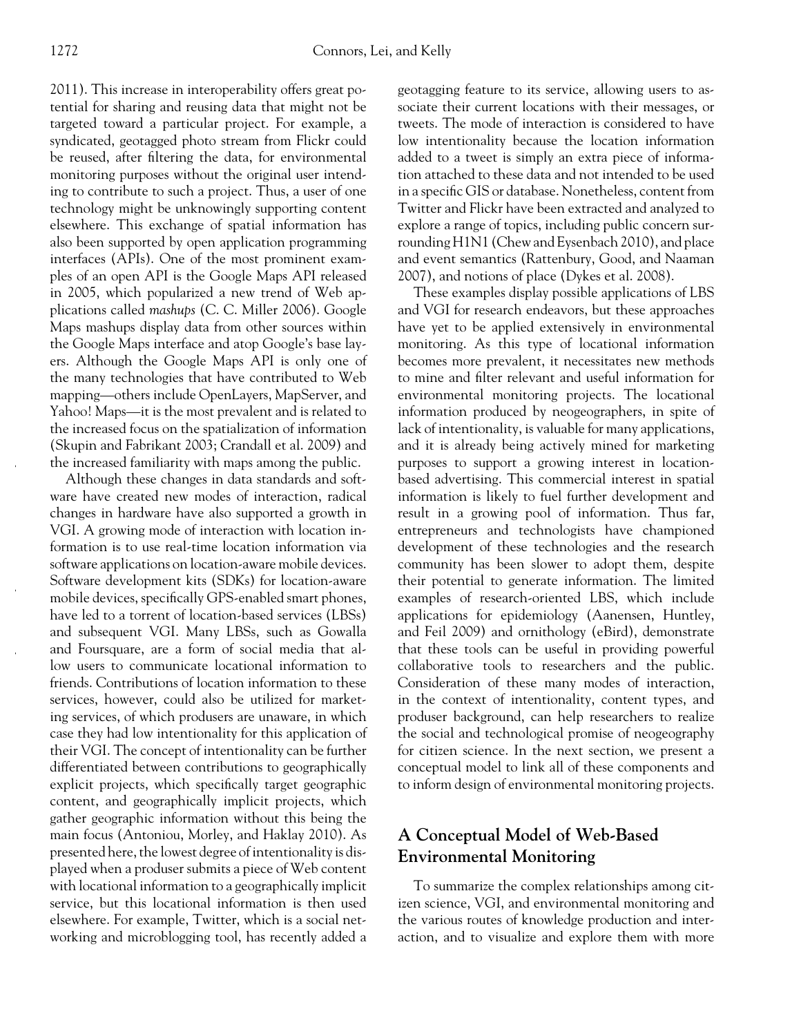2011). This increase in interoperability offers great potential for sharing and reusing data that might not be targeted toward a particular project. For example, a syndicated, geotagged photo stream from Flickr could be reused, after filtering the data, for environmental monitoring purposes without the original user intending to contribute to such a project. Thus, a user of one technology might be unknowingly supporting content elsewhere. This exchange of spatial information has also been supported by open application programming interfaces (APIs). One of the most prominent examples of an open API is the Google Maps API released in 2005, which popularized a new trend of Web applications called *mashups* (C. C. Miller 2006). Google Maps mashups display data from other sources within the Google Maps interface and atop Google's base layers. Although the Google Maps API is only one of the many technologies that have contributed to Web mapping—others include OpenLayers, MapServer, and Yahoo! Maps—it is the most prevalent and is related to the increased focus on the spatialization of information (Skupin and Fabrikant 2003; Crandall et al. 2009) and the increased familiarity with maps among the public.

Although these changes in data standards and software have created new modes of interaction, radical changes in hardware have also supported a growth in VGI. A growing mode of interaction with location information is to use real-time location information via software applications on location-aware mobile devices. Software development kits (SDKs) for location-aware mobile devices, specifically GPS-enabled smart phones, have led to a torrent of location-based services (LBSs) and subsequent VGI. Many LBSs, such as Gowalla and Foursquare, are a form of social media that allow users to communicate locational information to friends. Contributions of location information to these services, however, could also be utilized for marketing services, of which produsers are unaware, in which case they had low intentionality for this application of their VGI. The concept of intentionality can be further differentiated between contributions to geographically explicit projects, which specifically target geographic content, and geographically implicit projects, which gather geographic information without this being the main focus (Antoniou, Morley, and Haklay 2010). As presented here, the lowest degree of intentionality is displayed when a produser submits a piece of Web content with locational information to a geographically implicit service, but this locational information is then used elsewhere. For example, Twitter, which is a social networking and microblogging tool, has recently added a geotagging feature to its service, allowing users to associate their current locations with their messages, or tweets. The mode of interaction is considered to have low intentionality because the location information added to a tweet is simply an extra piece of information attached to these data and not intended to be used in a specific GIS or database. Nonetheless, content from Twitter and Flickr have been extracted and analyzed to explore a range of topics, including public concern surrounding H1N1 (Chew and Eysenbach 2010), and place and event semantics (Rattenbury, Good, and Naaman 2007), and notions of place (Dykes et al. 2008).

These examples display possible applications of LBS and VGI for research endeavors, but these approaches have yet to be applied extensively in environmental monitoring. As this type of locational information becomes more prevalent, it necessitates new methods to mine and filter relevant and useful information for environmental monitoring projects. The locational information produced by neogeographers, in spite of lack of intentionality, is valuable for many applications, and it is already being actively mined for marketing purposes to support a growing interest in location-based advertising. This commercial interest in spatial information is likely to fuel further development and result in a growing pool of information. Thus far, entrepreneurs and technologists have championed development of these technologies and the research community has been slower to adopt them, despite their potential to generate information. The limited examples of research-oriented LBS, which include applications for epidemiology (Aanensen, Huntley, and Feil 2009) and ornithology (eBird), demonstrate that these tools can be useful in providing powerful collaborative tools to researchers and the public. Consideration of these many modes of interaction, in the context of intentionality, content types, and produser background, can help researchers to realize the social and technological promise of neogeography for citizen science. In the next section, we present a conceptual model to link all of these components and to inform design of environmental monitoring projects.

## A Conceptual Model of Web-Based Environmental Monitoring

To summarize the complex relationships among citizen science, VGI, and environmental monitoring and the various routes of knowledge production and interaction, and to visualize and explore them with more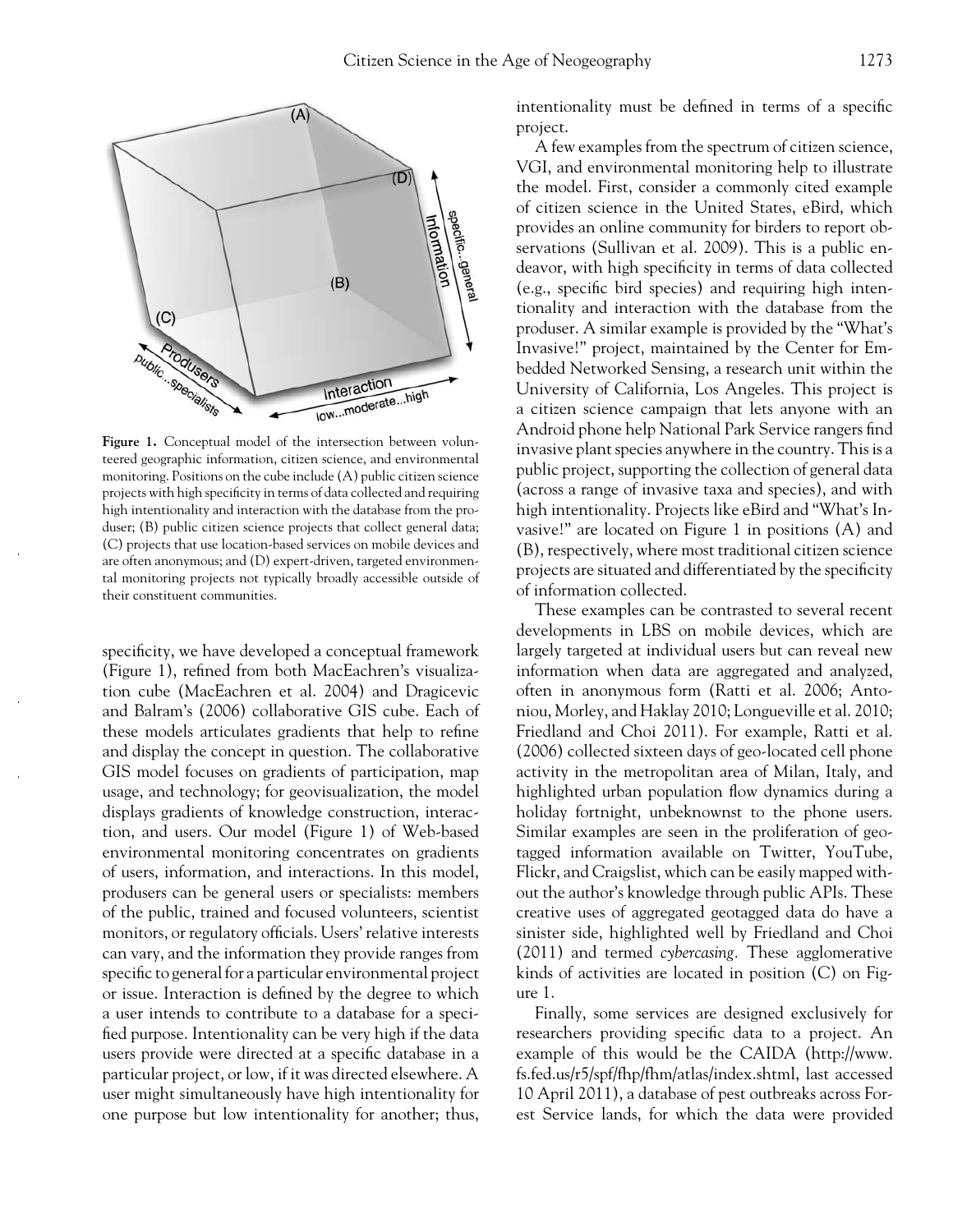**Figure 1.** Conceptual model of the intersection between volunteered geographic information, citizen science, and environmental monitoring. Positions on the cube include (A) public citizen science projects with high specificity in terms of data collected and requiring high intentionality and interaction with the database from the produser; (B) public citizen science projects that collect general data; (C) projects that use location-based services on mobile devices and are often anonymous; and (D) expert-driven, targeted environmental monitoring projects not typically broadly accessible outside of their constituent communities.

specificity, we have developed a conceptual framework (Figure 1), refined from both MacEachren's visualization cube (MacEachren et al. 2004) and Dragicevic and Balram's (2006) collaborative GIS cube. Each of these models articulates gradients that help to refine and display the concept in question. The collaborative GIS model focuses on gradients of participation, map usage, and technology; for geovisualization, the model displays gradients of knowledge construction, interaction, and users. Our model (Figure 1) of Web-based environmental monitoring concentrates on gradients of users, information, and interactions. In this model, produsers can be general users or specialists: members of the public, trained and focused volunteers, scientist monitors, or regulatory officials. Users' relative interests can vary, and the information they provide ranges from specific to general for a particular environmental project or issue. Interaction is defined by the degree to which a user intends to contribute to a database for a specified purpose. Intentionality can be very high if the data users provide were directed at a specific database in a particular project, or low, if it was directed elsewhere. A user might simultaneously have high intentionality for one purpose but low intentionality for another; thus, intentionality must be defined in terms of a specific project.

A few examples from the spectrum of citizen science, VGI, and environmental monitoring help to illustrate the model. First, consider a commonly cited example of citizen science in the United States, eBird, which provides an online community for birders to report observations (Sullivan et al. 2009). This is a public endeavor, with high specificity in terms of data collected (e.g., specific bird species) and requiring high intentionality and interaction with the database from the produser. A similar example is provided by the "What's Invasive!" project, maintained by the Center for Embedded Networked Sensing, a research unit within the University of California, Los Angeles. This project is a citizen science campaign that lets anyone with an Android phone help National Park Service rangers find invasive plant species anywhere in the country. This is a public project, supporting the collection of general data (across a range of invasive taxa and species), and with high intentionality. Projects like eBird and "What's Invasive!" are located on Figure 1 in positions (A) and (B), respectively, where most traditional citizen science projects are situated and differentiated by the specificity of information collected.

These examples can be contrasted to several recent developments in LBS on mobile devices, which are largely targeted at individual users but can reveal new information when data are aggregated and analyzed, often in anonymous form (Ratti et al. 2006; Antoniou, Morley, and Haklay 2010; Longueville et al. 2010; Friedland and Choi 2011). For example, Ratti et al. (2006) collected sixteen days of geo-located cell phone activity in the metropolitan area of Milan, Italy, and highlighted urban population flow dynamics during a holiday fortnight, unbeknownst to the phone users. Similar examples are seen in the proliferation of geotagged information available on Twitter, YouTube, Flickr, and Craigslist, which can be easily mapped without the author's knowledge through public APIs. These creative uses of aggregated geotagged data do have a sinister side, highlighted well by Friedland and Choi (2011) and termed *cybercasing*. These agglomerative kinds of activities are located in position (C) on Figure 1.

Finally, some services are designed exclusively for researchers providing specific data to a project. An example of this would be the CAIDA (http://www.fs.fed.us/r5/spf/fhp/fhm/atlas/index.shtml, last accessed 10 April 2011), a database of pest outbreaks across Forest Service lands, for which the data were provided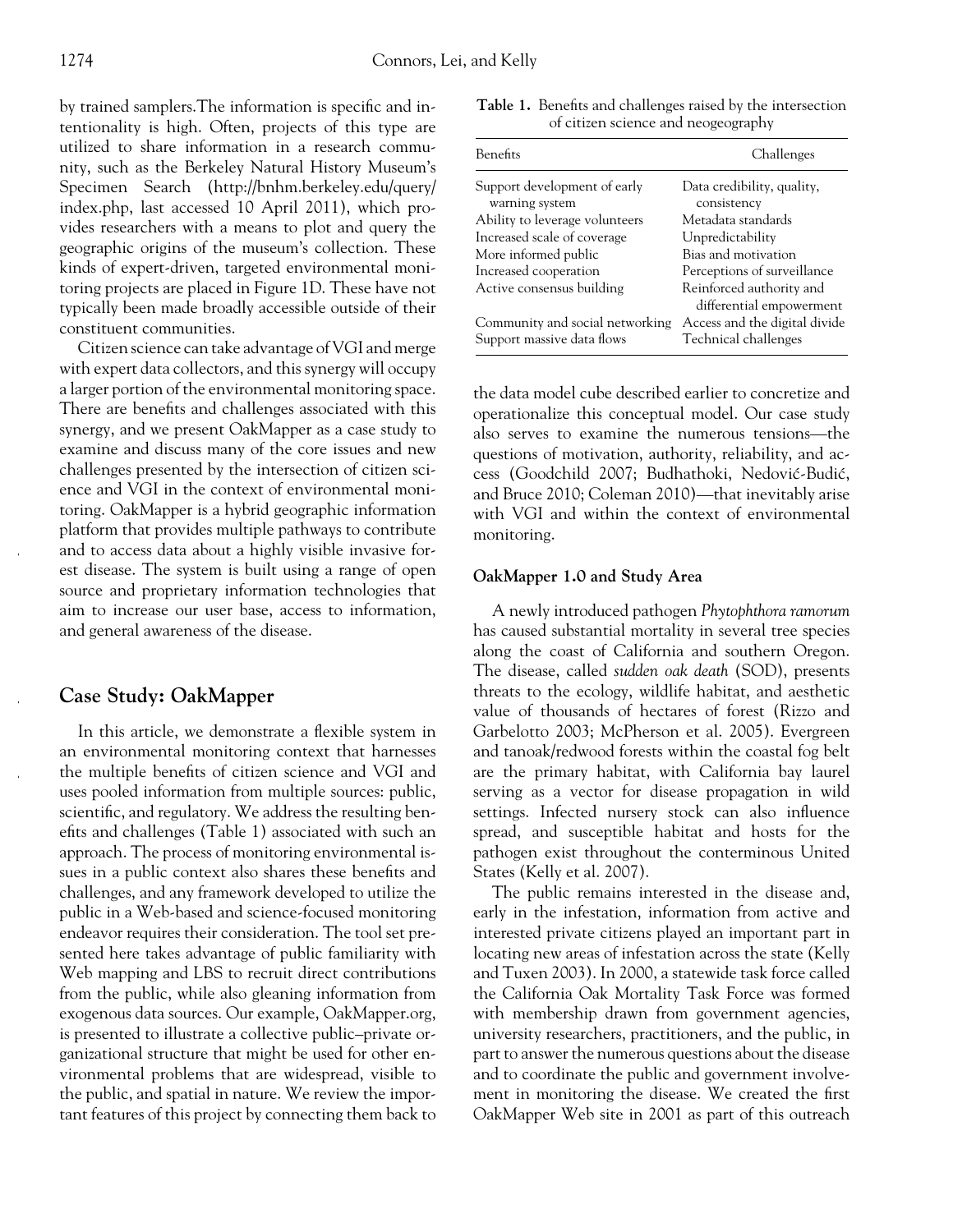by trained samplers.The information is specific and intentionality is high. Often, projects of this type are utilized to share information in a research community, such as the Berkeley Natural History Museum's Specimen Search (http://bnhm.berkeley.edu/query/index.php, last accessed 10 April 2011), which provides researchers with a means to plot and query the geographic origins of the museum's collection. These kinds of expert-driven, targeted environmental monitoring projects are placed in Figure 1D. These have not typically been made broadly accessible outside of their constituent communities.

Citizen science can take advantage of VGI and merge with expert data collectors, and this synergy will occupy a larger portion of the environmental monitoring space. There are benefits and challenges associated with this synergy, and we present OakMapper as a case study to examine and discuss many of the core issues and new challenges presented by the intersection of citizen science and VGI in the context of environmental monitoring. OakMapper is a hybrid geographic information platform that provides multiple pathways to contribute and to access data about a highly visible invasive forest disease. The system is built using a range of open source and proprietary information technologies that aim to increase our user base, access to information, and general awareness of the disease.

## Case Study: OakMapper

In this article, we demonstrate a flexible system in an environmental monitoring context that harnesses the multiple benefits of citizen science and VGI and uses pooled information from multiple sources: public, scientific, and regulatory. We address the resulting benefits and challenges (Table 1) associated with such an approach. The process of monitoring environmental issues in a public context also shares these benefits and challenges, and any framework developed to utilize the public in a Web-based and science-focused monitoring endeavor requires their consideration. The tool set presented here takes advantage of public familiarity with Web mapping and LBS to recruit direct contributions from the public, while also gleaning information from exogenous data sources. Our example, OakMapper.org, is presented to illustrate a collective public–private organizational structure that might be used for other environmental problems that are widespread, visible to the public, and spatial in nature. We review the important features of this project by connecting them back to the data model cube described earlier to concretize and operationalize this conceptual model. Our case study also serves to examine the numerous tensions—the questions of motivation, authority, reliability, and access (Goodchild 2007; Budhathoki, Nedović-Budić, and Bruce 2010; Coleman 2010)—that inevitably arise with VGI and within the context of environmental monitoring.

**Table 1.** Benefits and challenges raised by the intersection of citizen science and neogeography

| Benefits | Challenges |
|---|---|
| Support development of early warning system | Data credibility, quality, consistency |
| Ability to leverage volunteers | Metadata standards |
| Increased scale of coverage | Unpredictability |
| More informed public | Bias and motivation |
| Increased cooperation | Perceptions of surveillance |
| Active consensus building | Reinforced authority and differential empowerment |
| Community and social networking | Access and the digital divide |
| Support massive data flows | Technical challenges |

### OakMapper 1.0 and Study Area

A newly introduced pathogen *Phytophthora ramorum* has caused substantial mortality in several tree species along the coast of California and southern Oregon. The disease, called *sudden oak death* (SOD), presents threats to the ecology, wildlife habitat, and aesthetic value of thousands of hectares of forest (Rizzo and Garbelotto 2003; McPherson et al. 2005). Evergreen and tanoak/redwood forests within the coastal fog belt are the primary habitat, with California bay laurel serving as a vector for disease propagation in wild settings. Infected nursery stock can also influence spread, and susceptible habitat and hosts for the pathogen exist throughout the conterminous United States (Kelly et al. 2007).

The public remains interested in the disease and, early in the infestation, information from active and interested private citizens played an important part in locating new areas of infestation across the state (Kelly and Tuxen 2003). In 2000, a statewide task force called the California Oak Mortality Task Force was formed with membership drawn from government agencies, university researchers, practitioners, and the public, in part to answer the numerous questions about the disease and to coordinate the public and government involvement in monitoring the disease. We created the first OakMapper Web site in 2001 as part of this outreach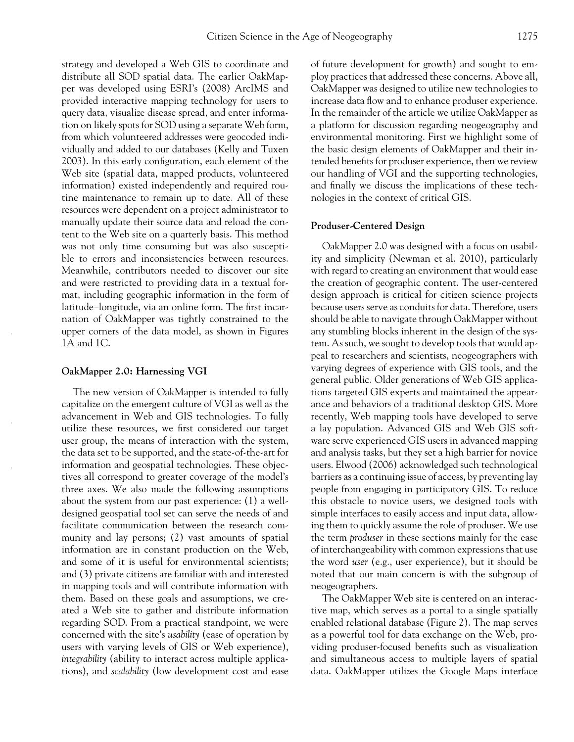strategy and developed a Web GIS to coordinate and distribute all SOD spatial data. The earlier OakMapper was developed using ESRI's (2008) ArcIMS and provided interactive mapping technology for users to query data, visualize disease spread, and enter information on likely spots for SOD using a separate Web form, from which volunteered addresses were geocoded individually and added to our databases (Kelly and Tuxen 2003). In this early configuration, each element of the Web site (spatial data, mapped products, volunteered information) existed independently and required routine maintenance to remain up to date. All of these resources were dependent on a project administrator to manually update their source data and reload the content to the Web site on a quarterly basis. This method was not only time consuming but was also susceptible to errors and inconsistencies between resources. Meanwhile, contributors needed to discover our site and were restricted to providing data in a textual format, including geographic information in the form of latitude–longitude, via an online form. The first incarnation of OakMapper was tightly constrained to the upper corners of the data model, as shown in Figures 1A and 1C.

### OakMapper 2.0: Harnessing VGI

The new version of OakMapper is intended to fully capitalize on the emergent culture of VGI as well as the advancement in Web and GIS technologies. To fully utilize these resources, we first considered our target user group, the means of interaction with the system, the data set to be supported, and the state-of-the-art for information and geospatial technologies. These objectives all correspond to greater coverage of the model's three axes. We also made the following assumptions about the system from our past experience: (1) a well-designed geospatial tool set can serve the needs of and facilitate communication between the research community and lay persons; (2) vast amounts of spatial information are in constant production on the Web, and some of it is useful for environmental scientists; and (3) private citizens are familiar with and interested in mapping tools and will contribute information with them. Based on these goals and assumptions, we created a Web site to gather and distribute information regarding SOD. From a practical standpoint, we were concerned with the site's *usability* (ease of operation by users with varying levels of GIS or Web experience), *integrability* (ability to interact across multiple applications), and *scalability* (low development cost and ease of future development for growth) and sought to employ practices that addressed these concerns. Above all, OakMapper was designed to utilize new technologies to increase data flow and to enhance produser experience. In the remainder of the article we utilize OakMapper as a platform for discussion regarding neogeography and environmental monitoring. First we highlight some of the basic design elements of OakMapper and their intended benefits for produser experience, then we review our handling of VGI and the supporting technologies, and finally we discuss the implications of these technologies in the context of critical GIS.

### Produser-Centered Design

OakMapper 2.0 was designed with a focus on usability and simplicity (Newman et al. 2010), particularly with regard to creating an environment that would ease the creation of geographic content. The user-centered design approach is critical for citizen science projects because users serve as conduits for data. Therefore, users should be able to navigate through OakMapper without any stumbling blocks inherent in the design of the system. As such, we sought to develop tools that would appeal to researchers and scientists, neogeographers with varying degrees of experience with GIS tools, and the general public. Older generations of Web GIS applications targeted GIS experts and maintained the appearance and behaviors of a traditional desktop GIS. More recently, Web mapping tools have developed to serve a lay population. Advanced GIS and Web GIS software serve experienced GIS users in advanced mapping and analysis tasks, but they set a high barrier for novice users. Elwood (2006) acknowledged such technological barriers as a continuing issue of access, by preventing lay people from engaging in participatory GIS. To reduce this obstacle to novice users, we designed tools with simple interfaces to easily access and input data, allowing them to quickly assume the role of produser. We use the term *produser* in these sections mainly for the ease of interchangeability with common expressions that use the word *user* (e.g., user experience), but it should be noted that our main concern is with the subgroup of neogeographers.

The OakMapper Web site is centered on an interactive map, which serves as a portal to a single spatially enabled relational database (Figure 2). The map serves as a powerful tool for data exchange on the Web, providing produser-focused benefits such as visualization and simultaneous access to multiple layers of spatial data. OakMapper utilizes the Google Maps interface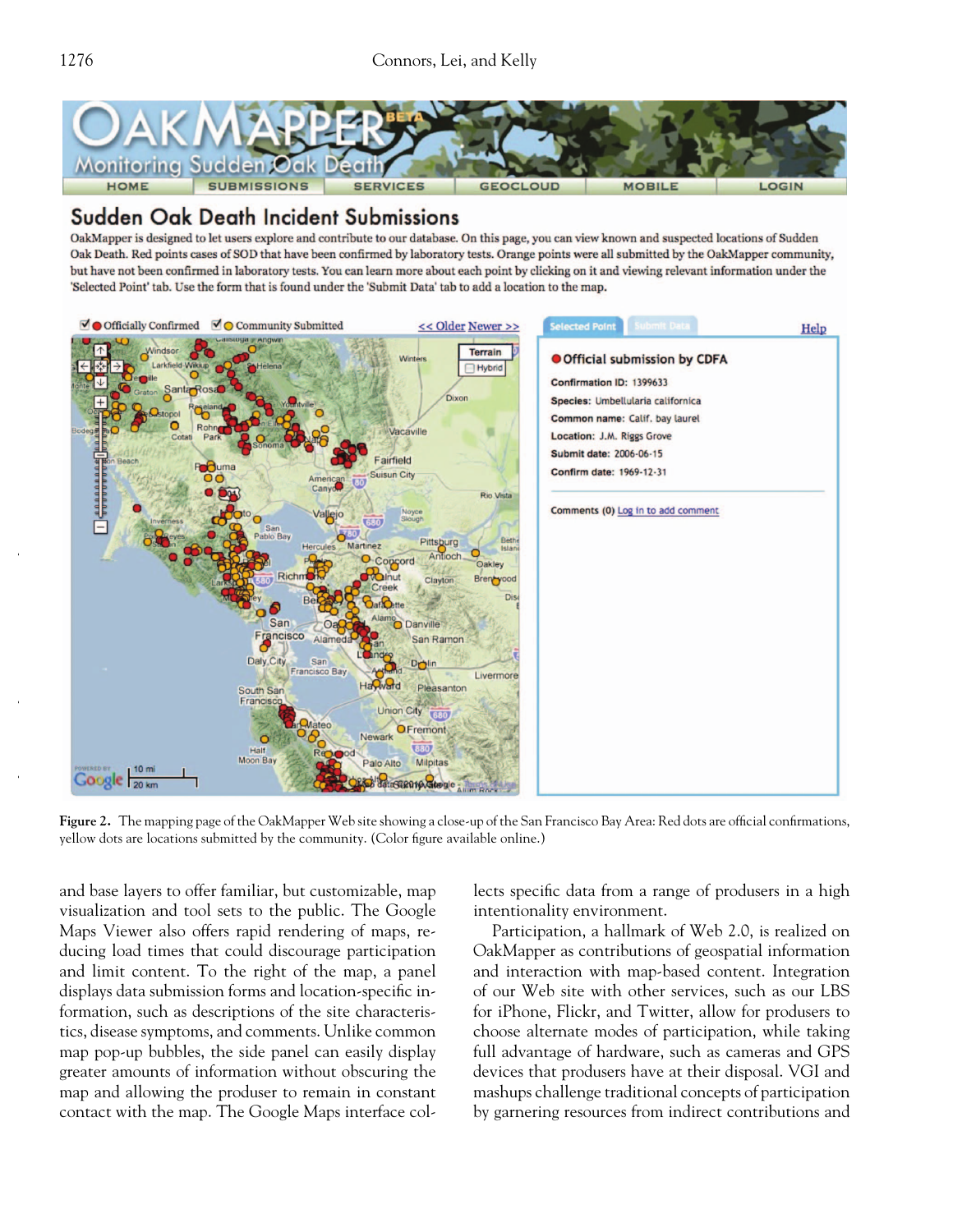**Figure 2.** The mapping page of the OakMapper Web site showing a close-up of the San Francisco Bay Area: Red dots are official confirmations, yellow dots are locations submitted by the community. (Color figure available online.)

and base layers to offer familiar, but customizable, map visualization and tool sets to the public. The Google Maps Viewer also offers rapid rendering of maps, reducing load times that could discourage participation and limit content. To the right of the map, a panel displays data submission forms and location-specific information, such as descriptions of the site characteristics, disease symptoms, and comments. Unlike common map pop-up bubbles, the side panel can easily display greater amounts of information without obscuring the map and allowing the produser to remain in constant contact with the map. The Google Maps interface collects specific data from a range of produsers in a high intentionality environment.

Participation, a hallmark of Web 2.0, is realized on OakMapper as contributions of geospatial information and interaction with map-based content. Integration of our Web site with other services, such as our LBS for iPhone, Flickr, and Twitter, allow for produsers to choose alternate modes of participation, while taking full advantage of hardware, such as cameras and GPS devices that produsers have at their disposal. VGI and mashups challenge traditional concepts of participation by garnering resources from indirect contributions and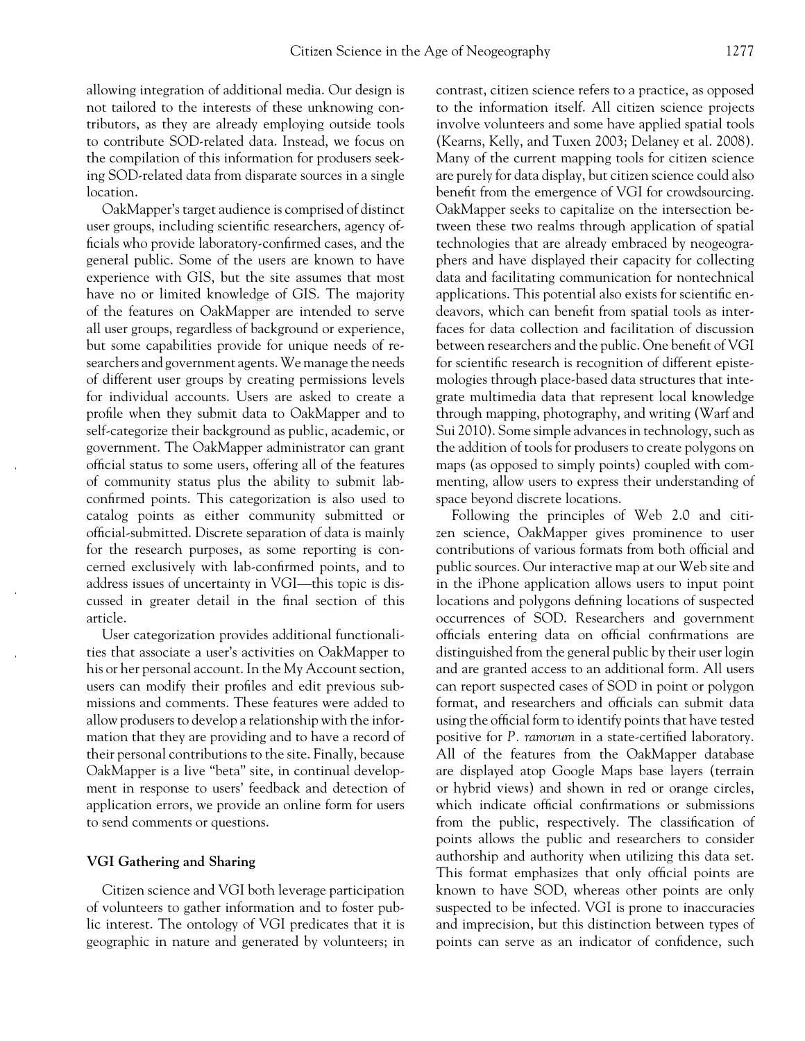allowing integration of additional media. Our design is not tailored to the interests of these unknowing contributors, as they are already employing outside tools to contribute SOD-related data. Instead, we focus on the compilation of this information for produsers seeking SOD-related data from disparate sources in a single location.

OakMapper's target audience is comprised of distinct user groups, including scientific researchers, agency officials who provide laboratory-confirmed cases, and the general public. Some of the users are known to have experience with GIS, but the site assumes that most have no or limited knowledge of GIS. The majority of the features on OakMapper are intended to serve all user groups, regardless of background or experience, but some capabilities provide for unique needs of researchers and government agents. We manage the needs of different user groups by creating permissions levels for individual accounts. Users are asked to create a profile when they submit data to OakMapper and to self-categorize their background as public, academic, or government. The OakMapper administrator can grant official status to some users, offering all of the features of community status plus the ability to submit lab-confirmed points. This categorization is also used to catalog points as either community submitted or official-submitted. Discrete separation of data is mainly for the research purposes, as some reporting is concerned exclusively with lab-confirmed points, and to address issues of uncertainty in VGI—this topic is discussed in greater detail in the final section of this article.

User categorization provides additional functionalities that associate a user's activities on OakMapper to his or her personal account. In the My Account section, users can modify their profiles and edit previous submissions and comments. These features were added to allow produsers to develop a relationship with the information that they are providing and to have a record of their personal contributions to the site. Finally, because OakMapper is a live "beta" site, in continual development in response to users' feedback and detection of application errors, we provide an online form for users to send comments or questions.

### VGI Gathering and Sharing

Citizen science and VGI both leverage participation of volunteers to gather information and to foster public interest. The ontology of VGI predicates that it is geographic in nature and generated by volunteers; in contrast, citizen science refers to a practice, as opposed to the information itself. All citizen science projects involve volunteers and some have applied spatial tools (Kearns, Kelly, and Tuxen 2003; Delaney et al. 2008). Many of the current mapping tools for citizen science are purely for data display, but citizen science could also benefit from the emergence of VGI for crowdsourcing. OakMapper seeks to capitalize on the intersection between these two realms through application of spatial technologies that are already embraced by neogeographers and have displayed their capacity for collecting data and facilitating communication for nontechnical applications. This potential also exists for scientific endeavors, which can benefit from spatial tools as interfaces for data collection and facilitation of discussion between researchers and the public. One benefit of VGI for scientific research is recognition of different epistemologies through place-based data structures that integrate multimedia data that represent local knowledge through mapping, photography, and writing (Warf and Sui 2010). Some simple advances in technology, such as the addition of tools for produsers to create polygons on maps (as opposed to simply points) coupled with commenting, allow users to express their understanding of space beyond discrete locations.

Following the principles of Web 2.0 and citizen science, OakMapper gives prominence to user contributions of various formats from both official and public sources. Our interactive map at our Web site and in the iPhone application allows users to input point locations and polygons defining locations of suspected occurrences of SOD. Researchers and government officials entering data on official confirmations are distinguished from the general public by their user login and are granted access to an additional form. All users can report suspected cases of SOD in point or polygon format, and researchers and officials can submit data using the official form to identify points that have tested positive for *P. ramorum* in a state-certified laboratory. All of the features from the OakMapper database are displayed atop Google Maps base layers (terrain or hybrid views) and shown in red or orange circles, which indicate official confirmations or submissions from the public, respectively. The classification of points allows the public and researchers to consider authorship and authority when utilizing this data set. This format emphasizes that only official points are known to have SOD, whereas other points are only suspected to be infected. VGI is prone to inaccuracies and imprecision, but this distinction between types of points can serve as an indicator of confidence, such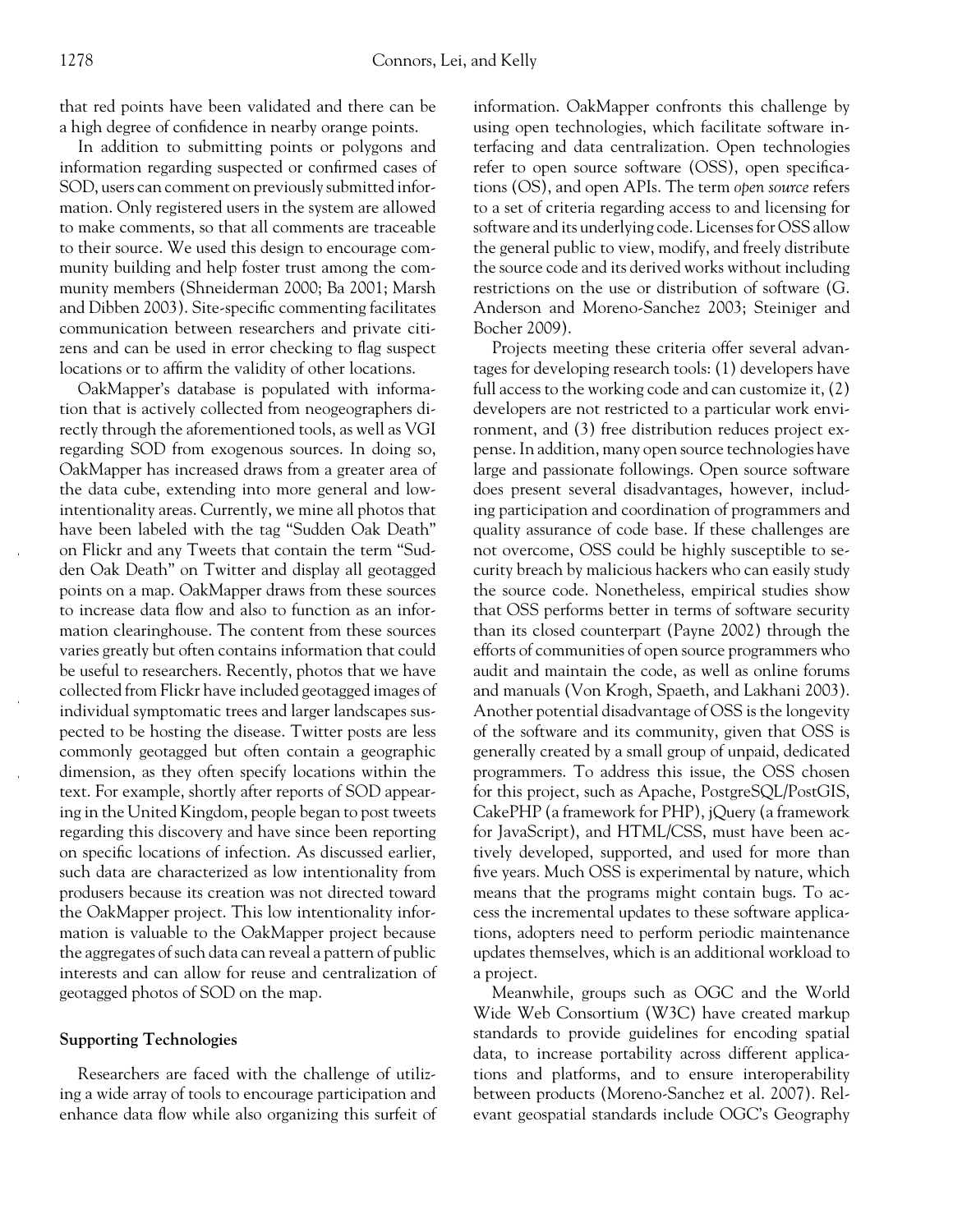that red points have been validated and there can be a high degree of confidence in nearby orange points.

In addition to submitting points or polygons and information regarding suspected or confirmed cases of SOD, users can comment on previously submitted information. Only registered users in the system are allowed to make comments, so that all comments are traceable to their source. We used this design to encourage community building and help foster trust among the community members (Shneiderman 2000; Ba 2001; Marsh and Dibben 2003). Site-specific commenting facilitates communication between researchers and private citizens and can be used in error checking to flag suspect locations or to affirm the validity of other locations.

OakMapper's database is populated with information that is actively collected from neogeographers directly through the aforementioned tools, as well as VGI regarding SOD from exogenous sources. In doing so, OakMapper has increased draws from a greater area of the data cube, extending into more general and low-intentionality areas. Currently, we mine all photos that have been labeled with the tag "Sudden Oak Death" on Flickr and any Tweets that contain the term "Sudden Oak Death" on Twitter and display all geotagged points on a map. OakMapper draws from these sources to increase data flow and also to function as an information clearinghouse. The content from these sources varies greatly but often contains information that could be useful to researchers. Recently, photos that we have collected from Flickr have included geotagged images of individual symptomatic trees and larger landscapes suspected to be hosting the disease. Twitter posts are less commonly geotagged but often contain a geographic dimension, as they often specify locations within the text. For example, shortly after reports of SOD appearing in the United Kingdom, people began to post tweets regarding this discovery and have since been reporting on specific locations of infection. As discussed earlier, such data are characterized as low intentionality from produsers because its creation was not directed toward the OakMapper project. This low intentionality information is valuable to the OakMapper project because the aggregates of such data can reveal a pattern of public interests and can allow for reuse and centralization of geotagged photos of SOD on the map.

### Supporting Technologies

Researchers are faced with the challenge of utilizing a wide array of tools to encourage participation and enhance data flow while also organizing this surfeit of information. OakMapper confronts this challenge by using open technologies, which facilitate software interfacing and data centralization. Open technologies refer to open source software (OSS), open specifications (OS), and open APIs. The term *open source* refers to a set of criteria regarding access to and licensing for software and its underlying code. Licenses for OSS allow the general public to view, modify, and freely distribute the source code and its derived works without including restrictions on the use or distribution of software (G. Anderson and Moreno-Sanchez 2003; Steiniger and Bocher 2009).

Projects meeting these criteria offer several advantages for developing research tools: (1) developers have full access to the working code and can customize it, (2) developers are not restricted to a particular work environment, and (3) free distribution reduces project expense. In addition, many open source technologies have large and passionate followings. Open source software does present several disadvantages, however, including participation and coordination of programmers and quality assurance of code base. If these challenges are not overcome, OSS could be highly susceptible to security breach by malicious hackers who can easily study the source code. Nonetheless, empirical studies show that OSS performs better in terms of software security than its closed counterpart (Payne 2002) through the efforts of communities of open source programmers who audit and maintain the code, as well as online forums and manuals (Von Krogh, Spaeth, and Lakhani 2003). Another potential disadvantage of OSS is the longevity of the software and its community, given that OSS is generally created by a small group of unpaid, dedicated programmers. To address this issue, the OSS chosen for this project, such as Apache, PostgreSQL/PostGIS, CakePHP (a framework for PHP), jQuery (a framework for JavaScript), and HTML/CSS, must have been actively developed, supported, and used for more than five years. Much OSS is experimental by nature, which means that the programs might contain bugs. To access the incremental updates to these software applications, adopters need to perform periodic maintenance updates themselves, which is an additional workload to a project.

Meanwhile, groups such as OGC and the World Wide Web Consortium (W3C) have created markup standards to provide guidelines for encoding spatial data, to increase portability across different applications and platforms, and to ensure interoperability between products (Moreno-Sanchez et al. 2007). Relevant geospatial standards include OGC's Geography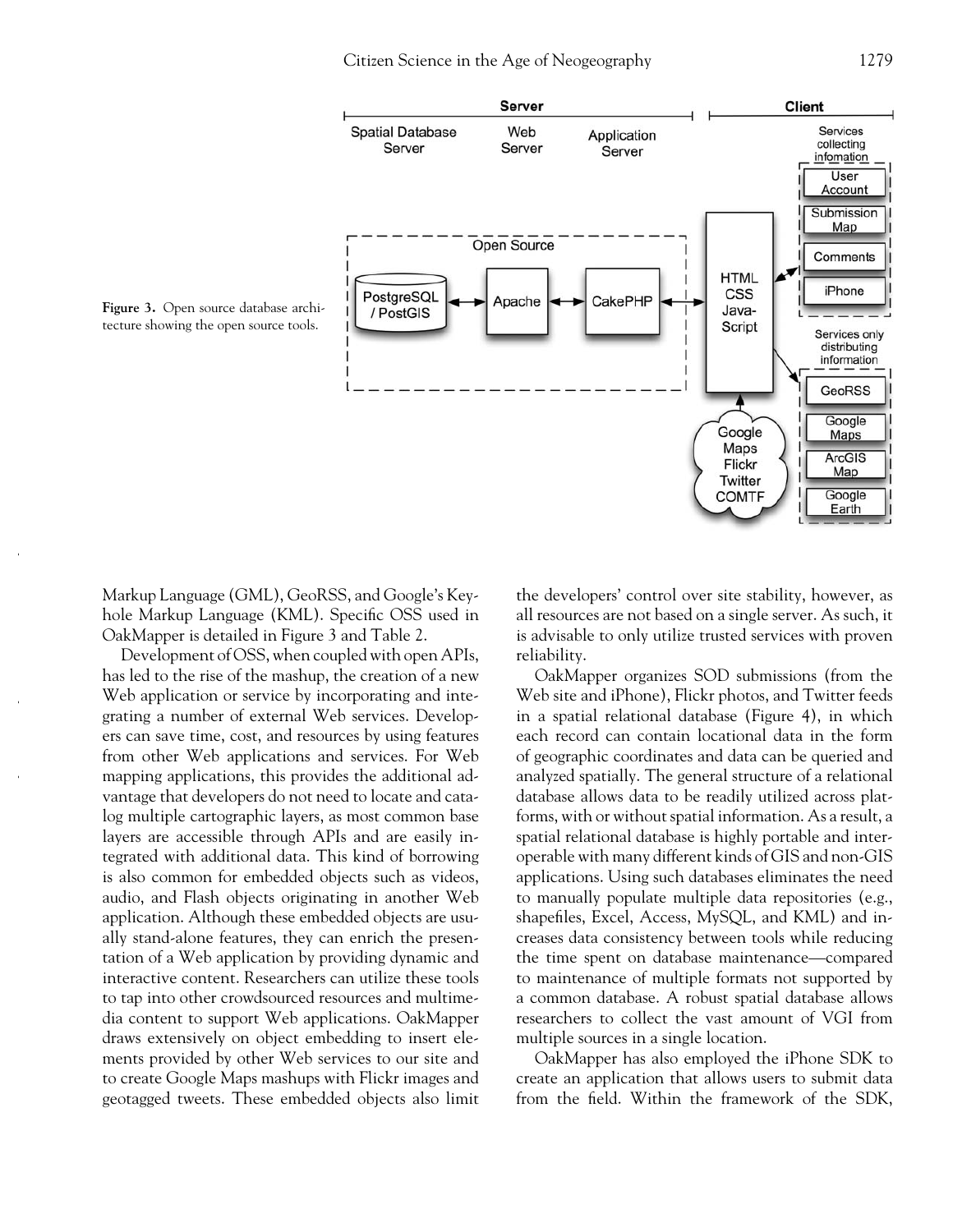Server

Client

Spatial Database Server

Web Server

Application Server

Services collecting infomation

User Account

Submission Map

Comments

iPhone

Open Source

PostgreSQL / PostGIS

Apache

CakePHP

HTML CSS Java-Script

Services only distributing information

GeoRSS

Google Maps

ArcGIS Map

Google Earth

Google Maps Flickr Twitter COMTF

**Figure 3.** Open source database architecture showing the open source tools.

Markup Language (GML), GeoRSS, and Google's Keyhole Markup Language (KML). Specific OSS used in OakMapper is detailed in Figure 3 and Table 2.

Development of OSS, when coupled with open APIs, has led to the rise of the mashup, the creation of a new Web application or service by incorporating and integrating a number of external Web services. Developers can save time, cost, and resources by using features from other Web applications and services. For Web mapping applications, this provides the additional advantage that developers do not need to locate and catalog multiple cartographic layers, as most common base layers are accessible through APIs and are easily integrated with additional data. This kind of borrowing is also common for embedded objects such as videos, audio, and Flash objects originating in another Web application. Although these embedded objects are usually stand-alone features, they can enrich the presentation of a Web application by providing dynamic and interactive content. Researchers can utilize these tools to tap into other crowdsourced resources and multimedia content to support Web applications. OakMapper draws extensively on object embedding to insert elements provided by other Web services to our site and to create Google Maps mashups with Flickr images and geotagged tweets. These embedded objects also limit the developers' control over site stability, however, as all resources are not based on a single server. As such, it is advisable to only utilize trusted services with proven reliability.

OakMapper organizes SOD submissions (from the Web site and iPhone), Flickr photos, and Twitter feeds in a spatial relational database (Figure 4), in which each record can contain locational data in the form of geographic coordinates and data can be queried and analyzed spatially. The general structure of a relational database allows data to be readily utilized across platforms, with or without spatial information. As a result, a spatial relational database is highly portable and interoperable with many different kinds of GIS and non-GIS applications. Using such databases eliminates the need to manually populate multiple data repositories (e.g., shapefiles, Excel, Access, MySQL, and KML) and increases data consistency between tools while reducing the time spent on database maintenance—compared to maintenance of multiple formats not supported by a common database. A robust spatial database allows researchers to collect the vast amount of VGI from multiple sources in a single location.

OakMapper has also employed the iPhone SDK to create an application that allows users to submit data from the field. Within the framework of the SDK,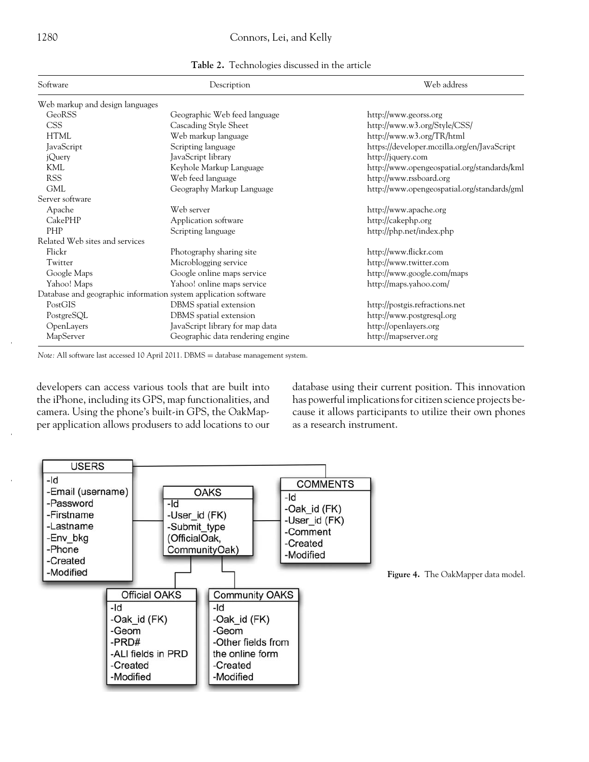**Table 2.** Technologies discussed in the article

| Software | Description | Web address |
|---|---|---|
| Web markup and design languages | | |
| GeoRSS | Geographic Web feed language | http://www.georss.org |
| CSS | Cascading Style Sheet | http://www.w3.org/Style/CSS/ |
| HTML | Web markup language | http://www.w3.org/TR/html |
| JavaScript | Scripting language | https://developer.mozilla.org/en/JavaScript |
| jQuery | JavaScript library | http://jquery.com |
| KML | Keyhole Markup Language | http://www.opengeospatial.org/standards/kml |
| RSS | Web feed language | http://www.rssboard.org |
| GML | Geography Markup Language | http://www.opengeospatial.org/standards/gml |
| Server software | | |
| Apache | Web server | http://www.apache.org |
| CakePHP | Application software | http://cakephp.org |
| PHP | Scripting language | http://php.net/index.php |
| Related Web sites and services | | |
| Flickr | Photography sharing site | http://www.flickr.com |
| Twitter | Microblogging service | http://www.twitter.com |
| Google Maps | Google online maps service | http://www.google.com/maps |
| Yahoo! Maps | Yahoo! online maps service | http://maps.yahoo.com/ |
| Database and geographic information system application software | | |
| PostGIS | DBMS spatial extension | http://postgis.refractions.net |
| PostgreSQL | DBMS spatial extension | http://www.postgresql.org |
| OpenLayers | JavaScript library for map data | http://openlayers.org |
| MapServer | Geographic data rendering engine | http://mapserver.org |

*Note:* All software last accessed 10 April 2011. DBMS = database management system.

developers can access various tools that are built into the iPhone, including its GPS, map functionalities, and camera. Using the phone's built-in GPS, the OakMapper application allows produsers to add locations to our database using their current position. This innovation has powerful implications for citizen science projects because it allows participants to utilize their own phones as a research instrument.

**Figure 4.** The OakMapper data model.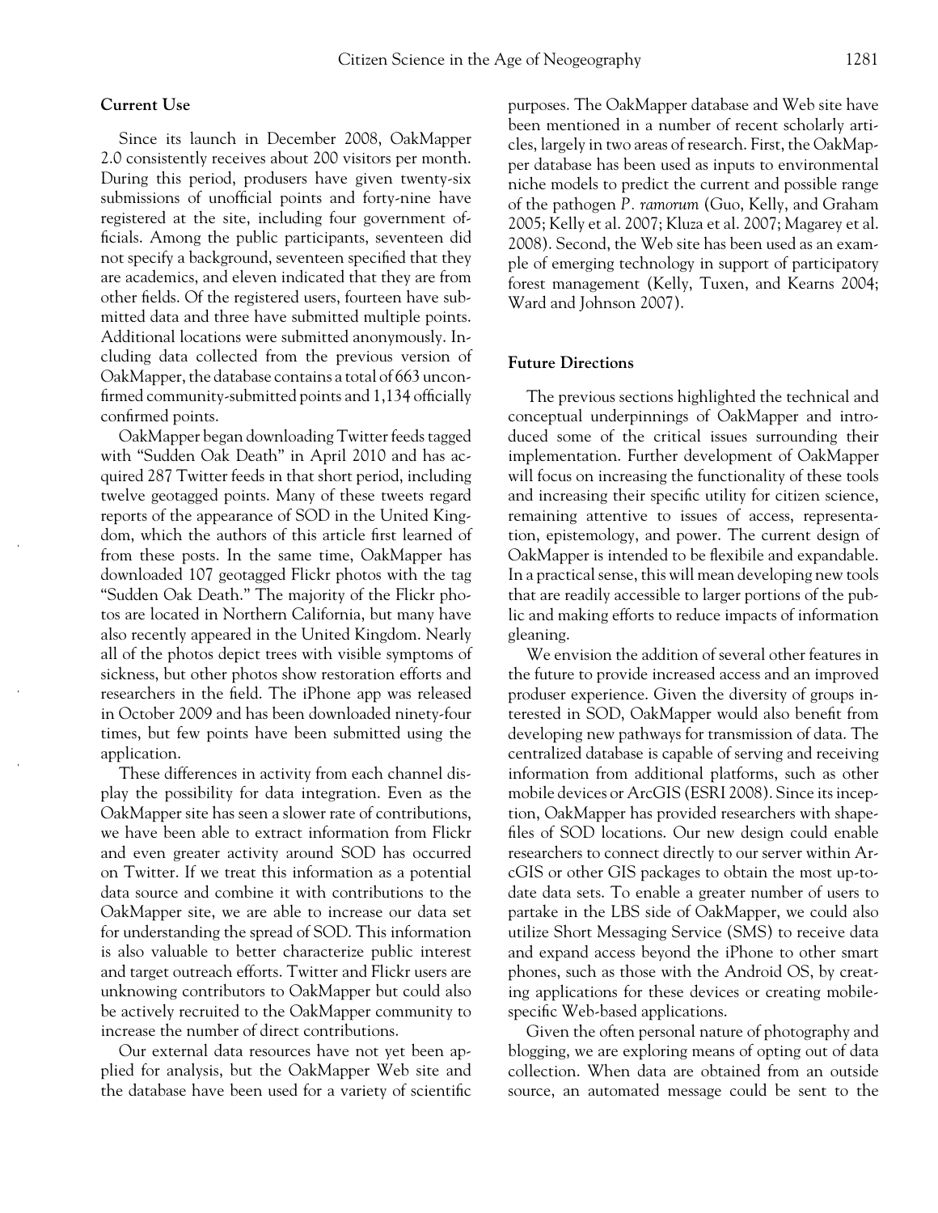### Current Use

Since its launch in December 2008, OakMapper 2.0 consistently receives about 200 visitors per month. During this period, produsers have given twenty-six submissions of unofficial points and forty-nine have registered at the site, including four government officials. Among the public participants, seventeen did not specify a background, seventeen specified that they are academics, and eleven indicated that they are from other fields. Of the registered users, fourteen have submitted data and three have submitted multiple points. Additional locations were submitted anonymously. Including data collected from the previous version of OakMapper, the database contains a total of 663 unconfirmed community-submitted points and 1,134 officially confirmed points.

OakMapper began downloading Twitter feeds tagged with "Sudden Oak Death" in April 2010 and has acquired 287 Twitter feeds in that short period, including twelve geotagged points. Many of these tweets regard reports of the appearance of SOD in the United Kingdom, which the authors of this article first learned of from these posts. In the same time, OakMapper has downloaded 107 geotagged Flickr photos with the tag "Sudden Oak Death." The majority of the Flickr photos are located in Northern California, but many have also recently appeared in the United Kingdom. Nearly all of the photos depict trees with visible symptoms of sickness, but other photos show restoration efforts and researchers in the field. The iPhone app was released in October 2009 and has been downloaded ninety-four times, but few points have been submitted using the application.

These differences in activity from each channel display the possibility for data integration. Even as the OakMapper site has seen a slower rate of contributions, we have been able to extract information from Flickr and even greater activity around SOD has occurred on Twitter. If we treat this information as a potential data source and combine it with contributions to the OakMapper site, we are able to increase our data set for understanding the spread of SOD. This information is also valuable to better characterize public interest and target outreach efforts. Twitter and Flickr users are unknowing contributors to OakMapper but could also be actively recruited to the OakMapper community to increase the number of direct contributions.

Our external data resources have not yet been applied for analysis, but the OakMapper Web site and the database have been used for a variety of scientific purposes. The OakMapper database and Web site have been mentioned in a number of recent scholarly articles, largely in two areas of research. First, the OakMapper database has been used as inputs to environmental niche models to predict the current and possible range of the pathogen *P. ramorum* (Guo, Kelly, and Graham 2005; Kelly et al. 2007; Kluza et al. 2007; Magarey et al. 2008). Second, the Web site has been used as an example of emerging technology in support of participatory forest management (Kelly, Tuxen, and Kearns 2004; Ward and Johnson 2007).

### Future Directions

The previous sections highlighted the technical and conceptual underpinnings of OakMapper and introduced some of the critical issues surrounding their implementation. Further development of OakMapper will focus on increasing the functionality of these tools and increasing their specific utility for citizen science, remaining attentive to issues of access, representation, epistemology, and power. The current design of OakMapper is intended to be flexibile and expandable. In a practical sense, this will mean developing new tools that are readily accessible to larger portions of the public and making efforts to reduce impacts of information gleaning.

We envision the addition of several other features in the future to provide increased access and an improved produser experience. Given the diversity of groups interested in SOD, OakMapper would also benefit from developing new pathways for transmission of data. The centralized database is capable of serving and receiving information from additional platforms, such as other mobile devices or ArcGIS (ESRI 2008). Since its inception, OakMapper has provided researchers with shapefiles of SOD locations. Our new design could enable researchers to connect directly to our server within ArcGIS or other GIS packages to obtain the most up-to-date data sets. To enable a greater number of users to partake in the LBS side of OakMapper, we could also utilize Short Messaging Service (SMS) to receive data and expand access beyond the iPhone to other smart phones, such as those with the Android OS, by creating applications for these devices or creating mobile-specific Web-based applications.

Given the often personal nature of photography and blogging, we are exploring means of opting out of data collection. When data are obtained from an outside source, an automated message could be sent to the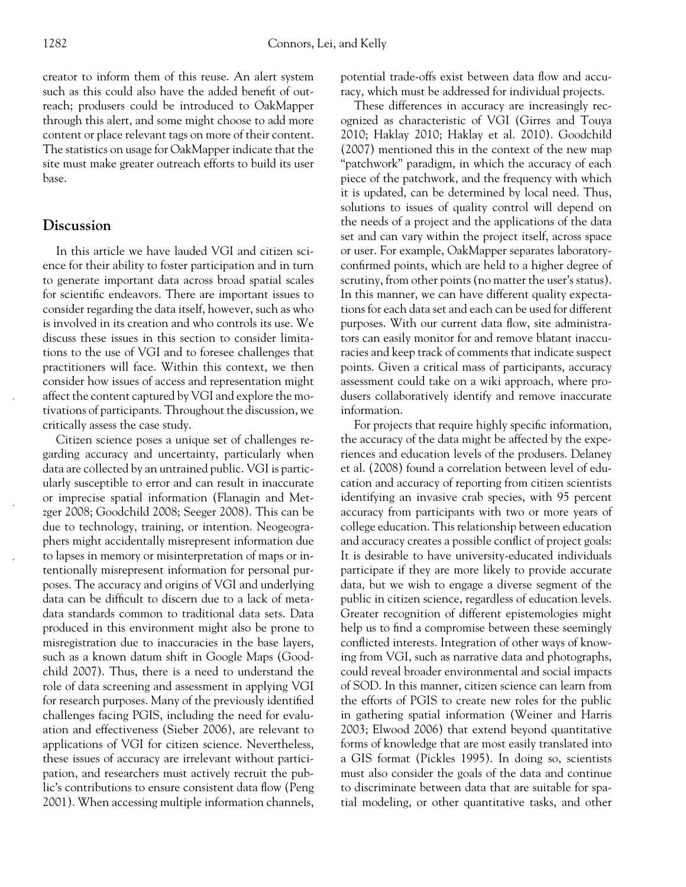creator to inform them of this reuse. An alert system such as this could also have the added benefit of outreach; produsers could be introduced to OakMapper through this alert, and some might choose to add more content or place relevant tags on more of their content. The statistics on usage for OakMapper indicate that the site must make greater outreach efforts to build its user base.

## Discussion

In this article we have lauded VGI and citizen science for their ability to foster participation and in turn to generate important data across broad spatial scales for scientific endeavors. There are important issues to consider regarding the data itself, however, such as who is involved in its creation and who controls its use. We discuss these issues in this section to consider limitations to the use of VGI and to foresee challenges that practitioners will face. Within this context, we then consider how issues of access and representation might affect the content captured by VGI and explore the motivations of participants. Throughout the discussion, we critically assess the case study.

Citizen science poses a unique set of challenges regarding accuracy and uncertainty, particularly when data are collected by an untrained public. VGI is particularly susceptible to error and can result in inaccurate or imprecise spatial information (Flanagin and Metzger 2008; Goodchild 2008; Seeger 2008). This can be due to technology, training, or intention. Neogeographers might accidentally misrepresent information due to lapses in memory or misinterpretation of maps or intentionally misrepresent information for personal purposes. The accuracy and origins of VGI and underlying data can be difficult to discern due to a lack of metadata standards common to traditional data sets. Data produced in this environment might also be prone to misregistration due to inaccuracies in the base layers, such as a known datum shift in Google Maps (Goodchild 2007). Thus, there is a need to understand the role of data screening and assessment in applying VGI for research purposes. Many of the previously identified challenges facing PGIS, including the need for evaluation and effectiveness (Sieber 2006), are relevant to applications of VGI for citizen science. Nevertheless, these issues of accuracy are irrelevant without participation, and researchers must actively recruit the public's contributions to ensure consistent data flow (Peng 2001). When accessing multiple information channels, potential trade-offs exist between data flow and accuracy, which must be addressed for individual projects.

These differences in accuracy are increasingly recognized as characteristic of VGI (Girres and Touya 2010; Haklay 2010; Haklay et al. 2010). Goodchild (2007) mentioned this in the context of the new map "patchwork" paradigm, in which the accuracy of each piece of the patchwork, and the frequency with which it is updated, can be determined by local need. Thus, solutions to issues of quality control will depend on the needs of a project and the applications of the data set and can vary within the project itself, across space or user. For example, OakMapper separates laboratory-confirmed points, which are held to a higher degree of scrutiny, from other points (no matter the user's status). In this manner, we can have different quality expectations for each data set and each can be used for different purposes. With our current data flow, site administrators can easily monitor for and remove blatant inaccuracies and keep track of comments that indicate suspect points. Given a critical mass of participants, accuracy assessment could take on a wiki approach, where produsers collaboratively identify and remove inaccurate information.

For projects that require highly specific information, the accuracy of the data might be affected by the experiences and education levels of the produsers. Delaney et al. (2008) found a correlation between level of education and accuracy of reporting from citizen scientists identifying an invasive crab species, with 95 percent accuracy from participants with two or more years of college education. This relationship between education and accuracy creates a possible conflict of project goals: It is desirable to have university-educated individuals participate if they are more likely to provide accurate data, but we wish to engage a diverse segment of the public in citizen science, regardless of education levels. Greater recognition of different epistemologies might help us to find a compromise between these seemingly conflicted interests. Integration of other ways of knowing from VGI, such as narrative data and photographs, could reveal broader environmental and social impacts of SOD. In this manner, citizen science can learn from the efforts of PGIS to create new roles for the public in gathering spatial information (Weiner and Harris 2003; Elwood 2006) that extend beyond quantitative forms of knowledge that are most easily translated into a GIS format (Pickles 1995). In doing so, scientists must also consider the goals of the data and continue to discriminate between data that are suitable for spatial modeling, or other quantitative tasks, and other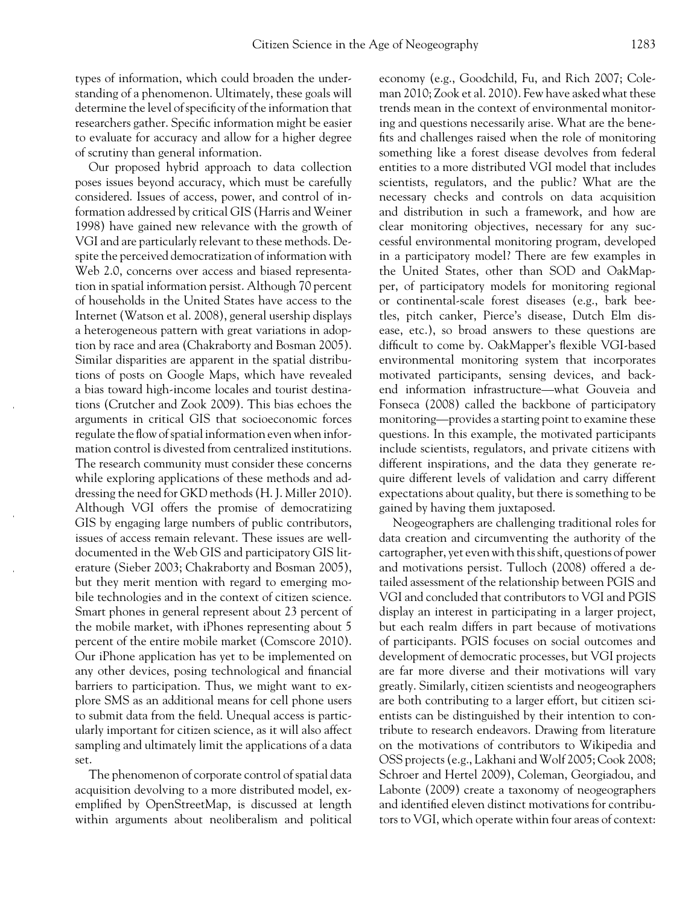types of information, which could broaden the understanding of a phenomenon. Ultimately, these goals will determine the level of specificity of the information that researchers gather. Specific information might be easier to evaluate for accuracy and allow for a higher degree of scrutiny than general information.

Our proposed hybrid approach to data collection poses issues beyond accuracy, which must be carefully considered. Issues of access, power, and control of information addressed by critical GIS (Harris and Weiner 1998) have gained new relevance with the growth of VGI and are particularly relevant to these methods. Despite the perceived democratization of information with Web 2.0, concerns over access and biased representation in spatial information persist. Although 70 percent of households in the United States have access to the Internet (Watson et al. 2008), general usership displays a heterogeneous pattern with great variations in adoption by race and area (Chakraborty and Bosman 2005). Similar disparities are apparent in the spatial distributions of posts on Google Maps, which have revealed a bias toward high-income locales and tourist destinations (Crutcher and Zook 2009). This bias echoes the arguments in critical GIS that socioeconomic forces regulate the flow of spatial information even when information control is divested from centralized institutions. The research community must consider these concerns while exploring applications of these methods and addressing the need for GKD methods (H. J. Miller 2010). Although VGI offers the promise of democratizing GIS by engaging large numbers of public contributors, issues of access remain relevant. These issues are well-documented in the Web GIS and participatory GIS literature (Sieber 2003; Chakraborty and Bosman 2005), but they merit mention with regard to emerging mobile technologies and in the context of citizen science. Smart phones in general represent about 23 percent of the mobile market, with iPhones representing about 5 percent of the entire mobile market (Comscore 2010). Our iPhone application has yet to be implemented on any other devices, posing technological and financial barriers to participation. Thus, we might want to explore SMS as an additional means for cell phone users to submit data from the field. Unequal access is particularly important for citizen science, as it will also affect sampling and ultimately limit the applications of a data set.

The phenomenon of corporate control of spatial data acquisition devolving to a more distributed model, exemplified by OpenStreetMap, is discussed at length within arguments about neoliberalism and political economy (e.g., Goodchild, Fu, and Rich 2007; Coleman 2010; Zook et al. 2010). Few have asked what these trends mean in the context of environmental monitoring and questions necessarily arise. What are the benefits and challenges raised when the role of monitoring something like a forest disease devolves from federal entities to a more distributed VGI model that includes scientists, regulators, and the public? What are the necessary checks and controls on data acquisition and distribution in such a framework, and how are clear monitoring objectives, necessary for any successful environmental monitoring program, developed in a participatory model? There are few examples in the United States, other than SOD and OakMapper, of participatory models for monitoring regional or continental-scale forest diseases (e.g., bark beetles, pitch canker, Pierce's disease, Dutch Elm disease, etc.), so broad answers to these questions are difficult to come by. OakMapper's flexible VGI-based environmental monitoring system that incorporates motivated participants, sensing devices, and back-end information infrastructure—what Gouveia and Fonseca (2008) called the backbone of participatory monitoring—provides a starting point to examine these questions. In this example, the motivated participants include scientists, regulators, and private citizens with different inspirations, and the data they generate require different levels of validation and carry different expectations about quality, but there is something to be gained by having them juxtaposed.

Neogeographers are challenging traditional roles for data creation and circumventing the authority of the cartographer, yet even with this shift, questions of power and motivations persist. Tulloch (2008) offered a detailed assessment of the relationship between PGIS and VGI and concluded that contributors to VGI and PGIS display an interest in participating in a larger project, but each realm differs in part because of motivations of participants. PGIS focuses on social outcomes and development of democratic processes, but VGI projects are far more diverse and their motivations will vary greatly. Similarly, citizen scientists and neogeographers are both contributing to a larger effort, but citizen scientists can be distinguished by their intention to contribute to research endeavors. Drawing from literature on the motivations of contributors to Wikipedia and OSS projects (e.g., Lakhani and Wolf 2005; Cook 2008; Schroer and Hertel 2009), Coleman, Georgiadou, and Labonte (2009) create a taxonomy of neogeographers and identified eleven distinct motivations for contributors to VGI, which operate within four areas of context: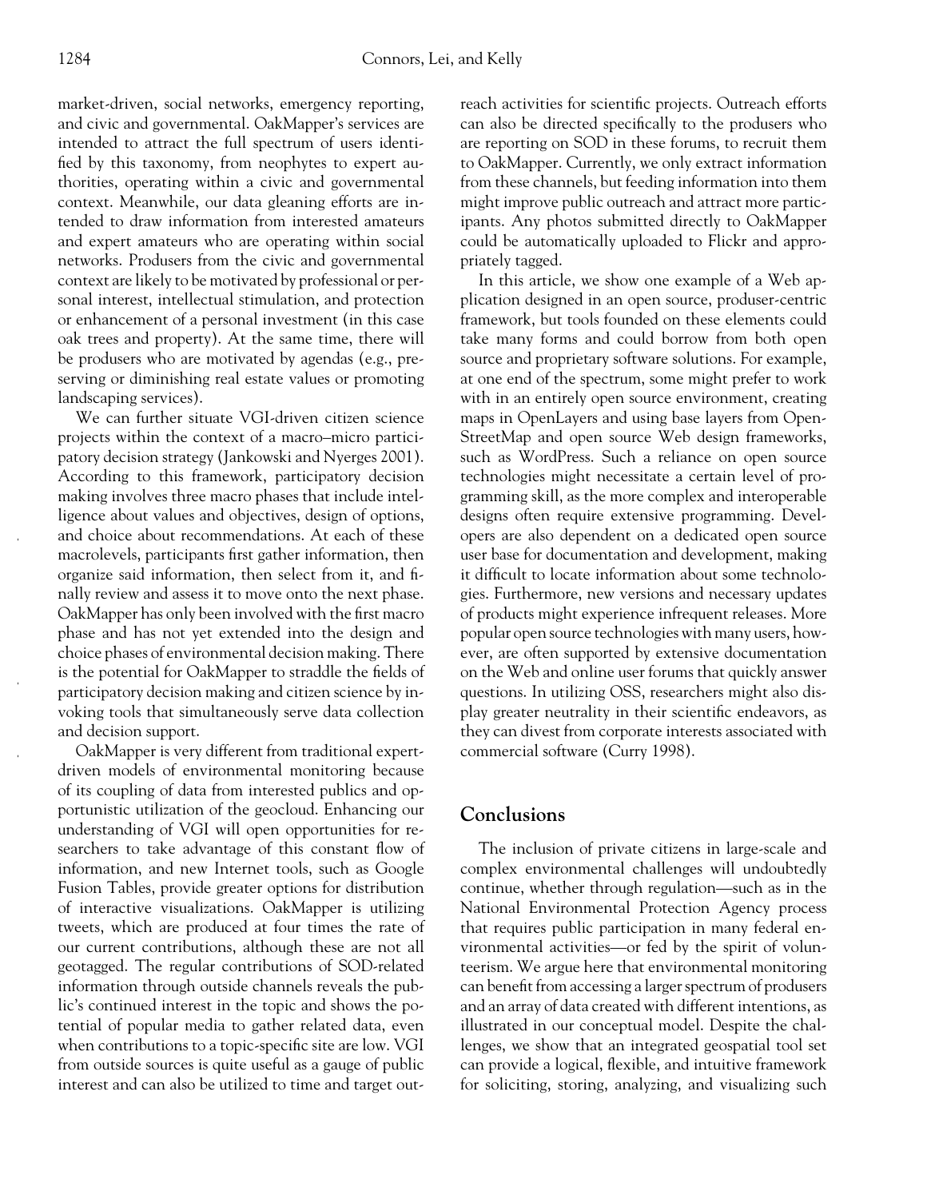market-driven, social networks, emergency reporting, and civic and governmental. OakMapper's services are intended to attract the full spectrum of users identified by this taxonomy, from neophytes to expert authorities, operating within a civic and governmental context. Meanwhile, our data gleaning efforts are intended to draw information from interested amateurs and expert amateurs who are operating within social networks. Produsers from the civic and governmental context are likely to be motivated by professional or personal interest, intellectual stimulation, and protection or enhancement of a personal investment (in this case oak trees and property). At the same time, there will be produsers who are motivated by agendas (e.g., preserving or diminishing real estate values or promoting landscaping services).

We can further situate VGI-driven citizen science projects within the context of a macro–micro participatory decision strategy (Jankowski and Nyerges 2001). According to this framework, participatory decision making involves three macro phases that include intelligence about values and objectives, design of options, and choice about recommendations. At each of these macrolevels, participants first gather information, then organize said information, then select from it, and finally review and assess it to move onto the next phase. OakMapper has only been involved with the first macro phase and has not yet extended into the design and choice phases of environmental decision making. There is the potential for OakMapper to straddle the fields of participatory decision making and citizen science by invoking tools that simultaneously serve data collection and decision support.

OakMapper is very different from traditional expert-driven models of environmental monitoring because of its coupling of data from interested publics and opportunistic utilization of the geocloud. Enhancing our understanding of VGI will open opportunities for researchers to take advantage of this constant flow of information, and new Internet tools, such as Google Fusion Tables, provide greater options for distribution of interactive visualizations. OakMapper is utilizing tweets, which are produced at four times the rate of our current contributions, although these are not all geotagged. The regular contributions of SOD-related information through outside channels reveals the public's continued interest in the topic and shows the potential of popular media to gather related data, even when contributions to a topic-specific site are low. VGI from outside sources is quite useful as a gauge of public interest and can also be utilized to time and target outreach activities for scientific projects. Outreach efforts can also be directed specifically to the produsers who are reporting on SOD in these forums, to recruit them to OakMapper. Currently, we only extract information from these channels, but feeding information into them might improve public outreach and attract more participants. Any photos submitted directly to OakMapper could be automatically uploaded to Flickr and appropriately tagged.

In this article, we show one example of a Web application designed in an open source, produser-centric framework, but tools founded on these elements could take many forms and could borrow from both open source and proprietary software solutions. For example, at one end of the spectrum, some might prefer to work with in an entirely open source environment, creating maps in OpenLayers and using base layers from OpenStreetMap and open source Web design frameworks, such as WordPress. Such a reliance on open source technologies might necessitate a certain level of programming skill, as the more complex and interoperable designs often require extensive programming. Developers are also dependent on a dedicated open source user base for documentation and development, making it difficult to locate information about some technologies. Furthermore, new versions and necessary updates of products might experience infrequent releases. More popular open source technologies with many users, however, are often supported by extensive documentation on the Web and online user forums that quickly answer questions. In utilizing OSS, researchers might also display greater neutrality in their scientific endeavors, as they can divest from corporate interests associated with commercial software (Curry 1998).

## Conclusions

The inclusion of private citizens in large-scale and complex environmental challenges will undoubtedly continue, whether through regulation—such as in the National Environmental Protection Agency process that requires public participation in many federal environmental activities—or fed by the spirit of volunteerism. We argue here that environmental monitoring can benefit from accessing a larger spectrum of produsers and an array of data created with different intentions, as illustrated in our conceptual model. Despite the challenges, we show that an integrated geospatial tool set can provide a logical, flexible, and intuitive framework for soliciting, storing, analyzing, and visualizing such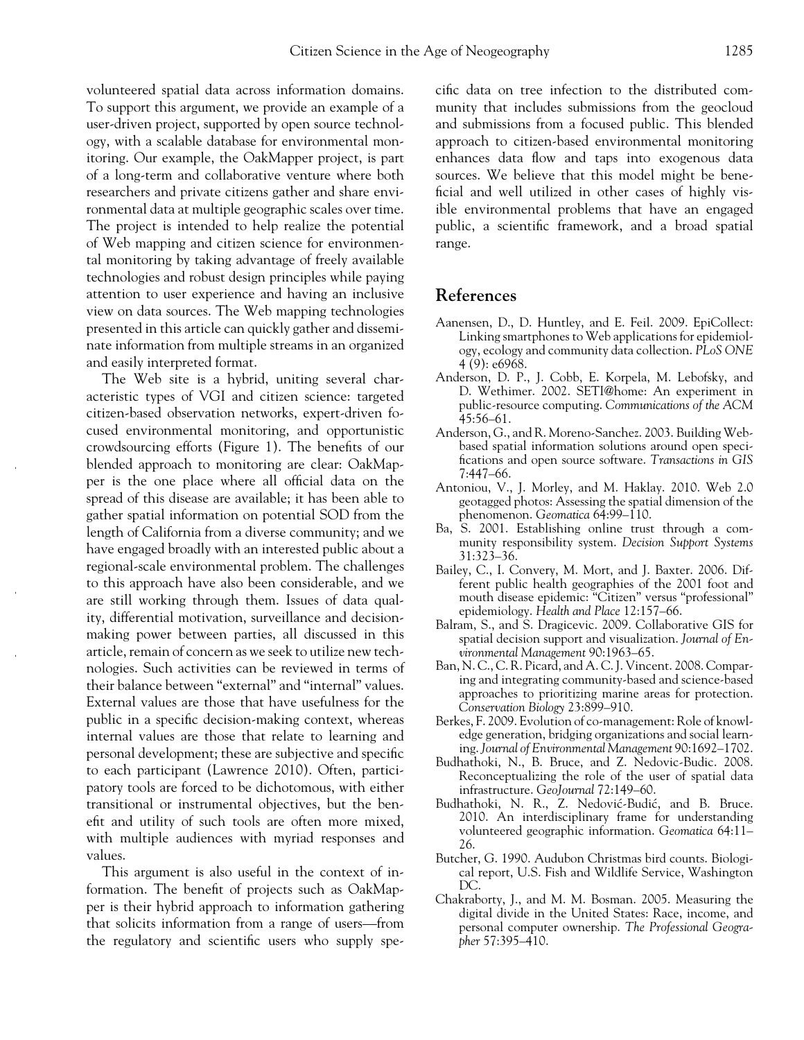volunteered spatial data across information domains. To support this argument, we provide an example of a user-driven project, supported by open source technology, with a scalable database for environmental monitoring. Our example, the OakMapper project, is part of a long-term and collaborative venture where both researchers and private citizens gather and share environmental data at multiple geographic scales over time. The project is intended to help realize the potential of Web mapping and citizen science for environmental monitoring by taking advantage of freely available technologies and robust design principles while paying attention to user experience and having an inclusive view on data sources. The Web mapping technologies presented in this article can quickly gather and disseminate information from multiple streams in an organized and easily interpreted format.

The Web site is a hybrid, uniting several characteristic types of VGI and citizen science: targeted citizen-based observation networks, expert-driven focused environmental monitoring, and opportunistic crowdsourcing efforts (Figure 1). The benefits of our blended approach to monitoring are clear: OakMapper is the one place where all official data on the spread of this disease are available; it has been able to gather spatial information on potential SOD from the length of California from a diverse community; and we have engaged broadly with an interested public about a regional-scale environmental problem. The challenges to this approach have also been considerable, and we are still working through them. Issues of data quality, differential motivation, surveillance and decision-making power between parties, all discussed in this article, remain of concern as we seek to utilize new technologies. Such activities can be reviewed in terms of their balance between "external" and "internal" values. External values are those that have usefulness for the public in a specific decision-making context, whereas internal values are those that relate to learning and personal development; these are subjective and specific to each participant (Lawrence 2010). Often, participatory tools are forced to be dichotomous, with either transitional or instrumental objectives, but the benefit and utility of such tools are often more mixed, with multiple audiences with myriad responses and values.

This argument is also useful in the context of information. The benefit of projects such as OakMapper is their hybrid approach to information gathering that solicits information from a range of users—from the regulatory and scientific users who supply specific data on tree infection to the distributed community that includes submissions from the geocloud and submissions from a focused public. This blended approach to citizen-based environmental monitoring enhances data flow and taps into exogenous data sources. We believe that this model might be beneficial and well utilized in other cases of highly visible environmental problems that have an engaged public, a scientific framework, and a broad spatial range.

## References

Aanensen, D., D. Huntley, and E. Feil. 2009. EpiCollect: Linking smartphones to Web applications for epidemiology, ecology and community data collection. *PLoS ONE* 4 (9): e6968.

Anderson, D. P., J. Cobb, E. Korpela, M. Lebofsky, and D. Wethimer. 2002. SETI@home: An experiment in public-resource computing. *Communications of the ACM* 45:56–61.

Anderson, G., and R. Moreno-Sanchez. 2003. Building Web-based spatial information solutions around open specifications and open source software. *Transactions in GIS* 7:447–66.

Antoniou, V., J. Morley, and M. Haklay. 2010. Web 2.0 geotagged photos: Assessing the spatial dimension of the phenomenon. *Geomatica* 64:99–110.

Ba, S. 2001. Establishing online trust through a community responsibility system. *Decision Support Systems* 31:323–36.

Bailey, C., I. Convery, M. Mort, and J. Baxter. 2006. Different public health geographies of the 2001 foot and mouth disease epidemic: "Citizen" versus "professional" epidemiology. *Health and Place* 12:157–66.

Balram, S., and S. Dragicevic. 2009. Collaborative GIS for spatial decision support and visualization. *Journal of Environmental Management* 90:1963–65.

Ban, N. C., C. R. Picard, and A. C. J. Vincent. 2008. Comparing and integrating community-based and science-based approaches to prioritizing marine areas for protection. *Conservation Biology* 23:899–910.

Berkes, F. 2009. Evolution of co-management: Role of knowledge generation, bridging organizations and social learning. *Journal of Environmental Management* 90:1692–1702.

Budhathoki, N., B. Bruce, and Z. Nedovic-Budic. 2008. Reconceptualizing the role of the user of spatial data infrastructure. *GeoJournal* 72:149–60.

Budhathoki, N. R., Z. Nedović-Budić, and B. Bruce. 2010. An interdisciplinary frame for understanding volunteered geographic information. *Geomatica* 64:11–26.

Butcher, G. 1990. Audubon Christmas bird counts. Biological report, U.S. Fish and Wildlife Service, Washington DC.

Chakraborty, J., and M. M. Bosman. 2005. Measuring the digital divide in the United States: Race, income, and personal computer ownership. *The Professional Geographer* 57:395–410.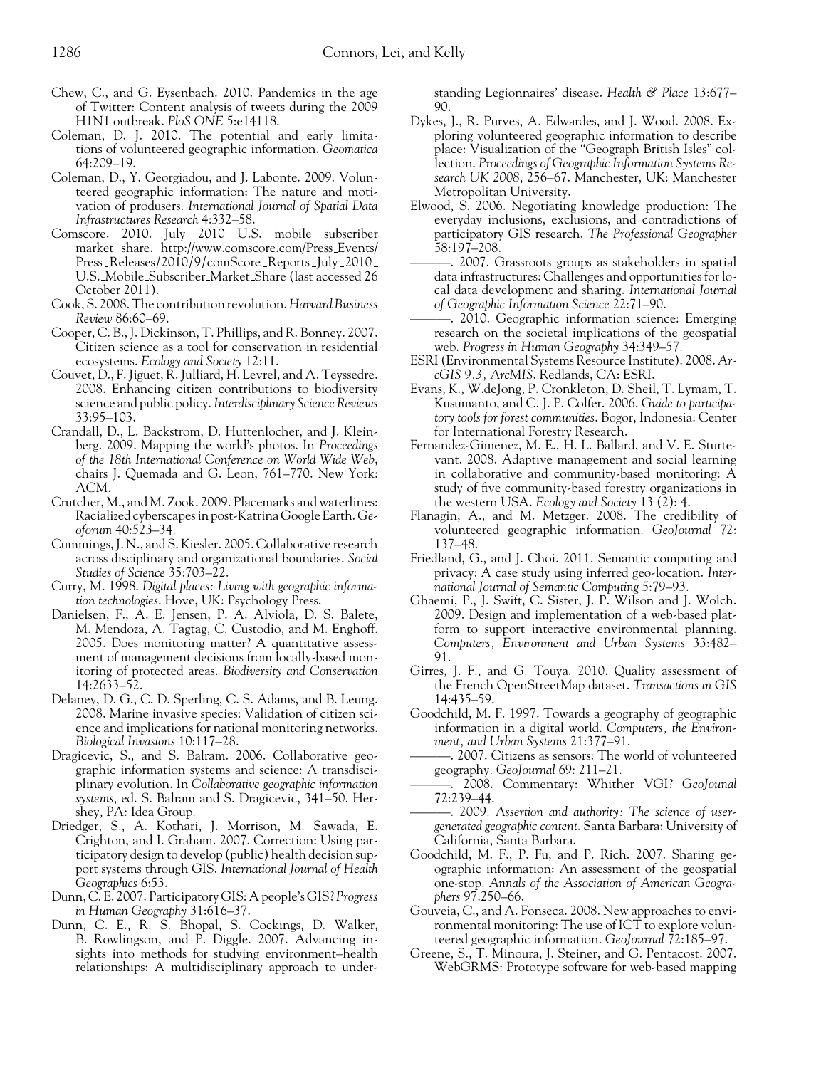Chew, C., and G. Eysenbach. 2010. Pandemics in the age of Twitter: Content analysis of tweets during the 2009 H1N1 outbreak. *PloS ONE* 5:e14118.

Coleman, D. J. 2010. The potential and early limitations of volunteered geographic information. *Geomatica* 64:209–19.

Coleman, D., Y. Georgiadou, and J. Labonte. 2009. Volunteered geographic information: The nature and motivation of produsers. *International Journal of Spatial Data Infrastructures Research* 4:332–58.

Comscore. 2010. July 2010 U.S. mobile subscriber market share. http://www.comscore.com/Press_Events/Press_Releases/2010/9/comScore_Reports_July_2010_U.S._Mobile_Subscriber_Market_Share (last accessed 26 October 2011).

Cook, S. 2008. The contribution revolution. *Harvard Business Review* 86:60–69.

Cooper, C. B., J. Dickinson, T. Phillips, and R. Bonney. 2007. Citizen science as a tool for conservation in residential ecosystems. *Ecology and Society* 12:11.

Couvet, D., F. Jiguet, R. Julliard, H. Levrel, and A. Teyssedre. 2008. Enhancing citizen contributions to biodiversity science and public policy. *Interdisciplinary Science Reviews* 33:95–103.

Crandall, D., L. Backstrom, D. Huttenlocher, and J. Kleinberg. 2009. Mapping the world's photos. In *Proceedings of the 18th International Conference on World Wide Web*, chairs J. Quemada and G. Leon, 761–770. New York: ACM.

Crutcher, M., and M. Zook. 2009. Placemarks and waterlines: Racialized cyberscapes in post-Katrina Google Earth. *Geoforum* 40:523–34.

Cummings, J. N., and S. Kiesler. 2005. Collaborative research across disciplinary and organizational boundaries. *Social Studies of Science* 35:703–22.

Curry, M. 1998. *Digital places: Living with geographic information technologies*. Hove, UK: Psychology Press.

Danielsen, F., A. E. Jensen, P. A. Alviola, D. S. Balete, M. Mendoza, A. Tagtag, C. Custodio, and M. Enghoff. 2005. Does monitoring matter? A quantitative assessment of management decisions from locally-based monitoring of protected areas. *Biodiversity and Conservation* 14:2633–52.

Delaney, D. G., C. D. Sperling, C. S. Adams, and B. Leung. 2008. Marine invasive species: Validation of citizen science and implications for national monitoring networks. *Biological Invasions* 10:117–28.

Dragicevic, S., and S. Balram. 2006. Collaborative geographic information systems and science: A transdisciplinary evolution. In *Collaborative geographic information systems*, ed. S. Balram and S. Dragicevic, 341–50. Hershey, PA: Idea Group.

Driedger, S., A. Kothari, J. Morrison, M. Sawada, E. Crighton, and I. Graham. 2007. Correction: Using participatory design to develop (public) health decision support systems through GIS. *International Journal of Health Geographics* 6:53.

Dunn, C. E. 2007. Participatory GIS: A people's GIS? *Progress in Human Geography* 31:616–37.

Dunn, C. E., R. S. Bhopal, S. Cockings, D. Walker, B. Rowlingson, and P. Diggle. 2007. Advancing insights into methods for studying environment–health relationships: A multidisciplinary approach to understanding Legionnaires' disease. *Health & Place* 13:677–90.

Dykes, J., R. Purves, A. Edwardes, and J. Wood. 2008. Exploring volunteered geographic information to describe place: Visualization of the "Geograph British Isles" collection. *Proceedings of Geographic Information Systems Research UK 2008*, 256–67. Manchester, UK: Manchester Metropolitan University.

Elwood, S. 2006. Negotiating knowledge production: The everyday inclusions, exclusions, and contradictions of participatory GIS research. *The Professional Geographer* 58:197–208.

———. 2007. Grassroots groups as stakeholders in spatial data infrastructures: Challenges and opportunities for local data development and sharing. *International Journal of Geographic Information Science* 22:71–90.

———. 2010. Geographic information science: Emerging research on the societal implications of the geospatial web. *Progress in Human Geography* 34:349–57.

ESRI (Environmental Systems Resource Institute). 2008. *ArcGIS 9.3, ArcMIS*. Redlands, CA: ESRI.

Evans, K., W.deJong, P. Cronkleton, D. Sheil, T. Lymam, T. Kusumanto, and C. J. P. Colfer. 2006. *Guide to participatory tools for forest communities*. Bogor, Indonesia: Center for International Forestry Research.

Fernandez-Gimenez, M. E., H. L. Ballard, and V. E. Sturtevant. 2008. Adaptive management and social learning in collaborative and community-based monitoring: A study of five community-based forestry organizations in the western USA. *Ecology and Society* 13 (2): 4.

Flanagin, A., and M. Metzger. 2008. The credibility of volunteered geographic information. *GeoJournal* 72: 137–48.

Friedland, G., and J. Choi. 2011. Semantic computing and privacy: A case study using inferred geo-location. *International Journal of Semantic Computing* 5:79–93.

Ghaemi, P., J. Swift, C. Sister, J. P. Wilson and J. Wolch. 2009. Design and implementation of a web-based platform to support interactive environmental planning. *Computers, Environment and Urban Systems* 33:482–91.

Girres, J. F., and G. Touya. 2010. Quality assessment of the French OpenStreetMap dataset. *Transactions in GIS* 14:435–59.

Goodchild, M. F. 1997. Towards a geography of geographic information in a digital world. *Computers, the Environment, and Urban Systems* 21:377–91.

———. 2007. Citizens as sensors: The world of volunteered geography. *GeoJournal* 69: 211–21.

———. 2008. Commentary: Whither VGI? *GeoJounal* 72:239–44.

———. 2009. *Assertion and authority: The science of user-generated geographic content*. Santa Barbara: University of California, Santa Barbara.

Goodchild, M. F., P. Fu, and P. Rich. 2007. Sharing geographic information: An assessment of the geospatial one-stop. *Annals of the Association of American Geographers* 97:250–66.

Gouveia, C., and A. Fonseca. 2008. New approaches to environmental monitoring: The use of ICT to explore volunteered geographic information. *GeoJournal* 72:185–97.

Greene, S., T. Minoura, J. Steiner, and G. Pentacost. 2007. WebGRMS: Prototype software for web-based mapping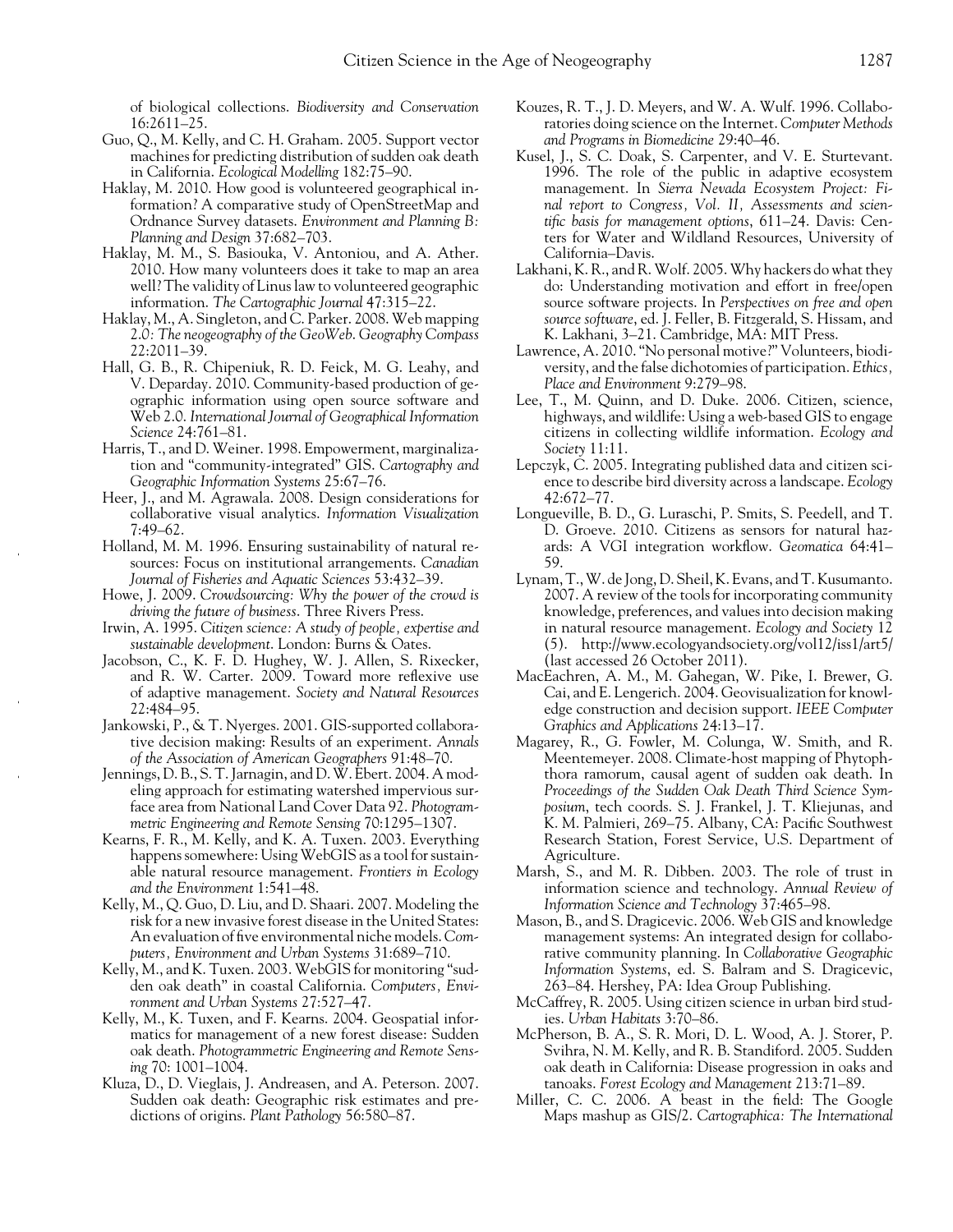of biological collections. *Biodiversity and Conservation* 16:2611–25.

Guo, Q., M. Kelly, and C. H. Graham. 2005. Support vector machines for predicting distribution of sudden oak death in California. *Ecological Modelling* 182:75–90.

Haklay, M. 2010. How good is volunteered geographical information? A comparative study of OpenStreetMap and Ordnance Survey datasets. *Environment and Planning B: Planning and Design* 37:682–703.

Haklay, M. M., S. Basiouka, V. Antoniou, and A. Ather. 2010. How many volunteers does it take to map an area well? The validity of Linus law to volunteered geographic information. *The Cartographic Journal* 47:315–22.

Haklay, M., A. Singleton, and C. Parker. 2008. Web mapping 2.0: The neogeography of the GeoWeb. *Geography Compass* 22:2011–39.

Hall, G. B., R. Chipeniuk, R. D. Feick, M. G. Leahy, and V. Deparday. 2010. Community-based production of geographic information using open source software and Web 2.0. *International Journal of Geographical Information Science* 24:761–81.

Harris, T., and D. Weiner. 1998. Empowerment, marginalization and "community-integrated" GIS. *Cartography and Geographic Information Systems* 25:67–76.

Heer, J., and M. Agrawala. 2008. Design considerations for collaborative visual analytics. *Information Visualization* 7:49–62.

Holland, M. M. 1996. Ensuring sustainability of natural resources: Focus on institutional arrangements. *Canadian Journal of Fisheries and Aquatic Sciences* 53:432–39.

Howe, J. 2009. *Crowdsourcing: Why the power of the crowd is driving the future of business*. Three Rivers Press.

Irwin, A. 1995. *Citizen science: A study of people, expertise and sustainable development*. London: Burns & Oates.

Jacobson, C., K. F. D. Hughey, W. J. Allen, S. Rixecker, and R. W. Carter. 2009. Toward more reflexive use of adaptive management. *Society and Natural Resources* 22:484–95.

Jankowski, P., & T. Nyerges. 2001. GIS-supported collaborative decision making: Results of an experiment. *Annals of the Association of American Geographers* 91:48–70.

Jennings, D. B., S. T. Jarnagin, and D. W. Ebert. 2004. A modeling approach for estimating watershed impervious surface area from National Land Cover Data 92. *Photogrammetric Engineering and Remote Sensing* 70:1295–1307.

Kearns, F. R., M. Kelly, and K. A. Tuxen. 2003. Everything happens somewhere: Using WebGIS as a tool for sustainable natural resource management. *Frontiers in Ecology and the Environment* 1:541–48.

Kelly, M., Q. Guo, D. Liu, and D. Shaari. 2007. Modeling the risk for a new invasive forest disease in the United States: An evaluation of five environmental niche models. *Computers, Environment and Urban Systems* 31:689–710.

Kelly, M., and K. Tuxen. 2003. WebGIS for monitoring "sudden oak death" in coastal California. *Computers, Environment and Urban Systems* 27:527–47.

Kelly, M., K. Tuxen, and F. Kearns. 2004. Geospatial informatics for management of a new forest disease: Sudden oak death. *Photogrammetric Engineering and Remote Sensing* 70: 1001–1004.

Kluza, D., D. Vieglais, J. Andreasen, and A. Peterson. 2007. Sudden oak death: Geographic risk estimates and predictions of origins. *Plant Pathology* 56:580–87.

Kouzes, R. T., J. D. Meyers, and W. A. Wulf. 1996. Collaboratories doing science on the Internet. *Computer Methods and Programs in Biomedicine* 29:40–46.

Kusel, J., S. C. Doak, S. Carpenter, and V. E. Sturtevant. 1996. The role of the public in adaptive ecosystem management. In *Sierra Nevada Ecosystem Project: Final report to Congress, Vol. II, Assessments and scientific basis for management options*, 611–24. Davis: Centers for Water and Wildland Resources, University of California–Davis.

Lakhani, K. R., and R. Wolf. 2005. Why hackers do what they do: Understanding motivation and effort in free/open source software projects. In *Perspectives on free and open source software*, ed. J. Feller, B. Fitzgerald, S. Hissam, and K. Lakhani, 3–21. Cambridge, MA: MIT Press.

Lawrence, A. 2010. "No personal motive?" Volunteers, biodiversity, and the false dichotomies of participation. *Ethics, Place and Environment* 9:279–98.

Lee, T., M. Quinn, and D. Duke. 2006. Citizen, science, highways, and wildlife: Using a web-based GIS to engage citizens in collecting wildlife information. *Ecology and Society* 11:11.

Lepczyk, C. 2005. Integrating published data and citizen science to describe bird diversity across a landscape. *Ecology* 42:672–77.

Longueville, B. D., G. Luraschi, P. Smits, S. Peedell, and T. D. Groeve. 2010. Citizens as sensors for natural hazards: A VGI integration workflow. *Geomatica* 64:41–59.

Lynam, T., W. de Jong, D. Sheil, K. Evans, and T. Kusumanto. 2007. A review of the tools for incorporating community knowledge, preferences, and values into decision making in natural resource management. *Ecology and Society* 12 (5). http://www.ecologyandsociety.org/vol12/iss1/art5/ (last accessed 26 October 2011).

MacEachren, A. M., M. Gahegan, W. Pike, I. Brewer, G. Cai, and E. Lengerich. 2004. Geovisualization for knowledge construction and decision support. *IEEE Computer Graphics and Applications* 24:13–17.

Magarey, R., G. Fowler, M. Colunga, W. Smith, and R. Meentemeyer. 2008. Climate-host mapping of Phytophthora ramorum, causal agent of sudden oak death. In *Proceedings of the Sudden Oak Death Third Science Symposium*, tech coords. S. J. Frankel, J. T. Kliejunas, and K. M. Palmieri, 269–75. Albany, CA: Pacific Southwest Research Station, Forest Service, U.S. Department of Agriculture.

Marsh, S., and M. R. Dibben. 2003. The role of trust in information science and technology. *Annual Review of Information Science and Technology* 37:465–98.

Mason, B., and S. Dragicevic. 2006. Web GIS and knowledge management systems: An integrated design for collaborative community planning. In *Collaborative Geographic Information Systems*, ed. S. Balram and S. Dragicevic, 263–84. Hershey, PA: Idea Group Publishing.

McCaffrey, R. 2005. Using citizen science in urban bird studies. *Urban Habitats* 3:70–86.

McPherson, B. A., S. R. Mori, D. L. Wood, A. J. Storer, P. Svihra, N. M. Kelly, and R. B. Standiford. 2005. Sudden oak death in California: Disease progression in oaks and tanoaks. *Forest Ecology and Management* 213:71–89.

Miller, C. C. 2006. A beast in the field: The Google Maps mashup as GIS/2. *Cartographica: The International*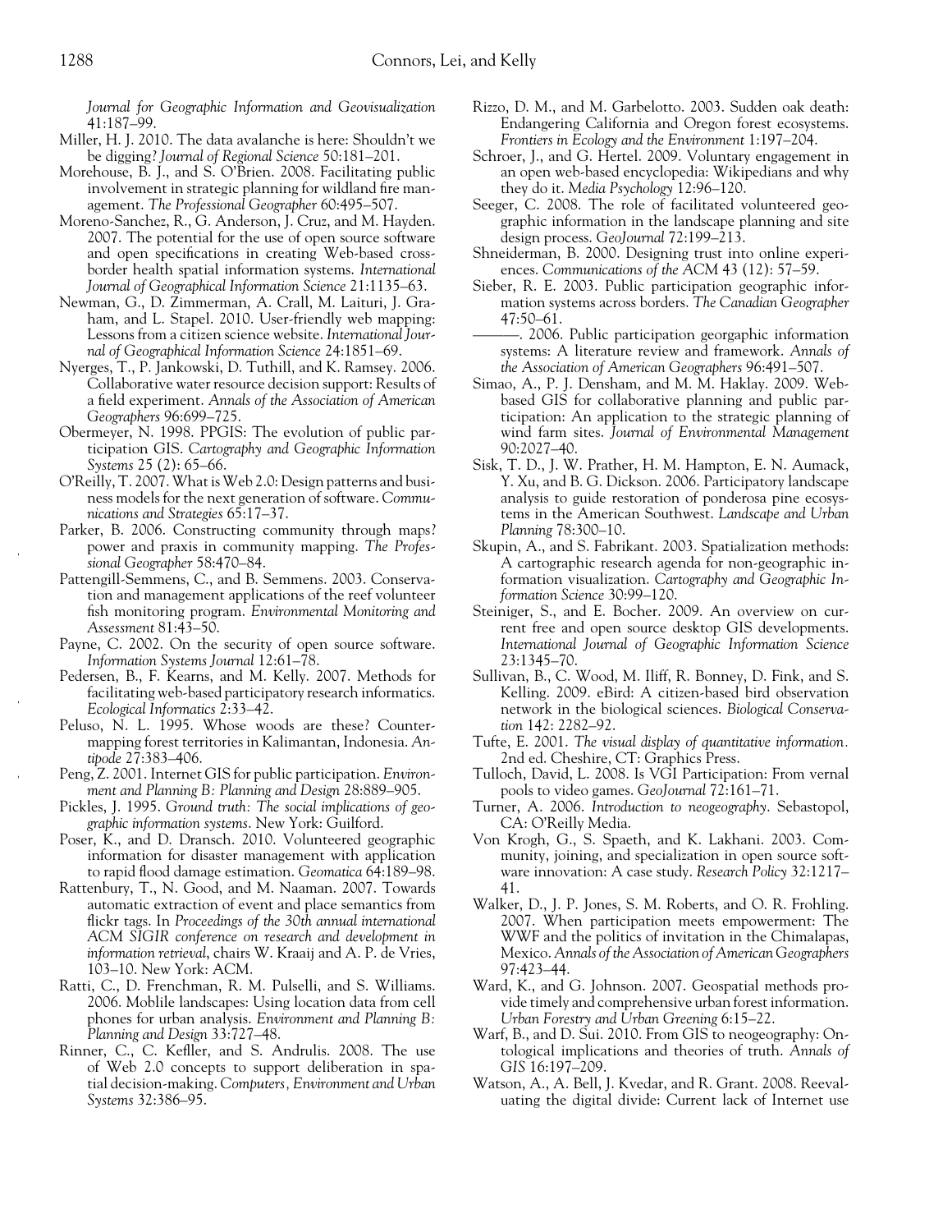*Journal for Geographic Information and Geovisualization* 41:187–99.

Miller, H. J. 2010. The data avalanche is here: Shouldn't we be digging? *Journal of Regional Science* 50:181–201.

Morehouse, B. J., and S. O'Brien. 2008. Facilitating public involvement in strategic planning for wildland fire management. *The Professional Geographer* 60:495–507.

Moreno-Sanchez, R., G. Anderson, J. Cruz, and M. Hayden. 2007. The potential for the use of open source software and open specifications in creating Web-based cross-border health spatial information systems. *International Journal of Geographical Information Science* 21:1135–63.

Newman, G., D. Zimmerman, A. Crall, M. Laituri, J. Graham, and L. Stapel. 2010. User-friendly web mapping: Lessons from a citizen science website. *International Journal of Geographical Information Science* 24:1851–69.

Nyerges, T., P. Jankowski, D. Tuthill, and K. Ramsey. 2006. Collaborative water resource decision support: Results of a field experiment. *Annals of the Association of American Geographers* 96:699–725.

Obermeyer, N. 1998. PPGIS: The evolution of public participation GIS. *Cartography and Geographic Information Systems* 25 (2): 65–66.

O'Reilly, T. 2007. What is Web 2.0: Design patterns and business models for the next generation of software. *Communications and Strategies* 65:17–37.

Parker, B. 2006. Constructing community through maps? power and praxis in community mapping. *The Professional Geographer* 58:470–84.

Pattengill-Semmens, C., and B. Semmens. 2003. Conservation and management applications of the reef volunteer fish monitoring program. *Environmental Monitoring and Assessment* 81:43–50.

Payne, C. 2002. On the security of open source software. *Information Systems Journal* 12:61–78.

Pedersen, B., F. Kearns, and M. Kelly. 2007. Methods for facilitating web-based participatory research informatics. *Ecological Informatics* 2:33–42.

Peluso, N. L. 1995. Whose woods are these? Counter-mapping forest territories in Kalimantan, Indonesia. *Antipode* 27:383–406.

Peng, Z. 2001. Internet GIS for public participation. *Environment and Planning B: Planning and Design* 28:889–905.

Pickles, J. 1995. *Ground truth: The social implications of geographic information systems*. New York: Guilford.

Poser, K., and D. Dransch. 2010. Volunteered geographic information for disaster management with application to rapid flood damage estimation. *Geomatica* 64:189–98.

Rattenbury, T., N. Good, and M. Naaman. 2007. Towards automatic extraction of event and place semantics from flickr tags. In *Proceedings of the 30th annual international ACM SIGIR conference on research and development in information retrieval*, chairs W. Kraaij and A. P. de Vries, 103–10. New York: ACM.

Ratti, C., D. Frenchman, R. M. Pulselli, and S. Williams. 2006. Moblile landscapes: Using location data from cell phones for urban analysis. *Environment and Planning B: Planning and Design* 33:727–48.

Rinner, C., C. Keßler, and S. Andrulis. 2008. The use of Web 2.0 concepts to support deliberation in spatial decision-making. *Computers, Environment and Urban Systems* 32:386–95.

Rizzo, D. M., and M. Garbelotto. 2003. Sudden oak death: Endangering California and Oregon forest ecosystems. *Frontiers in Ecology and the Environment* 1:197–204.

Schroer, J., and G. Hertel. 2009. Voluntary engagement in an open web-based encyclopedia: Wikipedians and why they do it. *Media Psychology* 12:96–120.

Seeger, C. 2008. The role of facilitated volunteered geographic information in the landscape planning and site design process. *GeoJournal* 72:199–213.

Shneiderman, B. 2000. Designing trust into online experiences. *Communications of the ACM* 43 (12): 57–59.

Sieber, R. E. 2003. Public participation geographic information systems across borders. *The Canadian Geographer* 47:50–61.

———. 2006. Public participation georgaphic information systems: A literature review and framework. *Annals of the Association of American Geographers* 96:491–507.

Simao, A., P. J. Densham, and M. M. Haklay. 2009. Web-based GIS for collaborative planning and public participation: An application to the strategic planning of wind farm sites. *Journal of Environmental Management* 90:2027–40.

Sisk, T. D., J. W. Prather, H. M. Hampton, E. N. Aumack, Y. Xu, and B. G. Dickson. 2006. Participatory landscape analysis to guide restoration of ponderosa pine ecosystems in the American Southwest. *Landscape and Urban Planning* 78:300–10.

Skupin, A., and S. Fabrikant. 2003. Spatialization methods: A cartographic research agenda for non-geographic information visualization. *Cartography and Geographic Information Science* 30:99–120.

Steiniger, S., and E. Bocher. 2009. An overview on current free and open source desktop GIS developments. *International Journal of Geographic Information Science* 23:1345–70.

Sullivan, B., C. Wood, M. Iliff, R. Bonney, D. Fink, and S. Kelling. 2009. eBird: A citizen-based bird observation network in the biological sciences. *Biological Conservation* 142: 2282–92.

Tufte, E. 2001. *The visual display of quantitative information*. 2nd ed. Cheshire, CT: Graphics Press.

Tulloch, David, L. 2008. Is VGI Participation: From vernal pools to video games. *GeoJournal* 72:161–71.

Turner, A. 2006. *Introduction to neogeography*. Sebastopol, CA: O'Reilly Media.

Von Krogh, G., S. Spaeth, and K. Lakhani. 2003. Community, joining, and specialization in open source software innovation: A case study. *Research Policy* 32:1217–41.

Walker, D., J. P. Jones, S. M. Roberts, and O. R. Frohling. 2007. When participation meets empowerment: The WWF and the politics of invitation in the Chimalapas, Mexico. *Annals of the Association of American Geographers* 97:423–44.

Ward, K., and G. Johnson. 2007. Geospatial methods provide timely and comprehensive urban forest information. *Urban Forestry and Urban Greening* 6:15–22.

Warf, B., and D. Sui. 2010. From GIS to neogeography: Ontological implications and theories of truth. *Annals of GIS* 16:197–209.

Watson, A., A. Bell, J. Kvedar, and R. Grant. 2008. Reevaluating the digital divide: Current lack of Internet use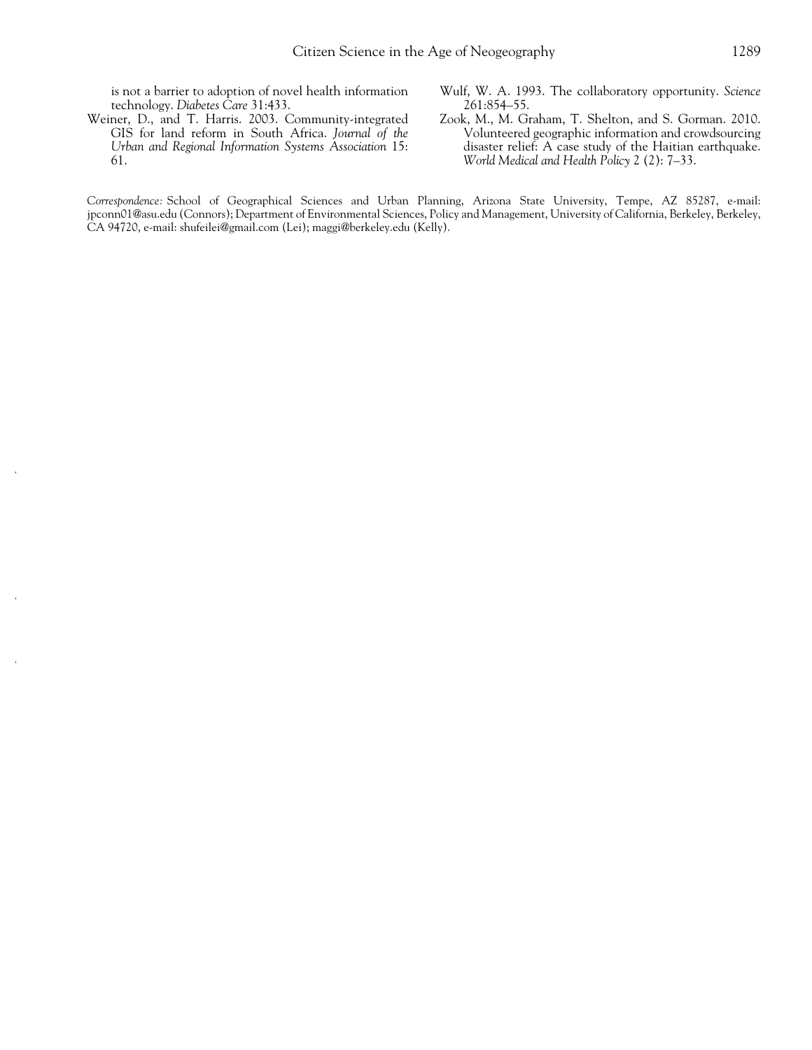is not a barrier to adoption of novel health information technology. *Diabetes Care* 31:433.

Weiner, D., and T. Harris. 2003. Community-integrated GIS for land reform in South Africa. *Journal of the Urban and Regional Information Systems Association* 15: 61.

Wulf, W. A. 1993. The collaboratory opportunity. *Science* 261:854–55.

Zook, M., M. Graham, T. Shelton, and S. Gorman. 2010. Volunteered geographic information and crowdsourcing disaster relief: A case study of the Haitian earthquake. *World Medical and Health Policy* 2 (2): 7–33.

*Correspondence:* School of Geographical Sciences and Urban Planning, Arizona State University, Tempe, AZ 85287, e-mail: jpconn01@asu.edu (Connors); Department of Environmental Sciences, Policy and Management, University of California, Berkeley, Berkeley, CA 94720, e-mail: shufeilei@gmail.com (Lei); maggi@berkeley.edu (Kelly).